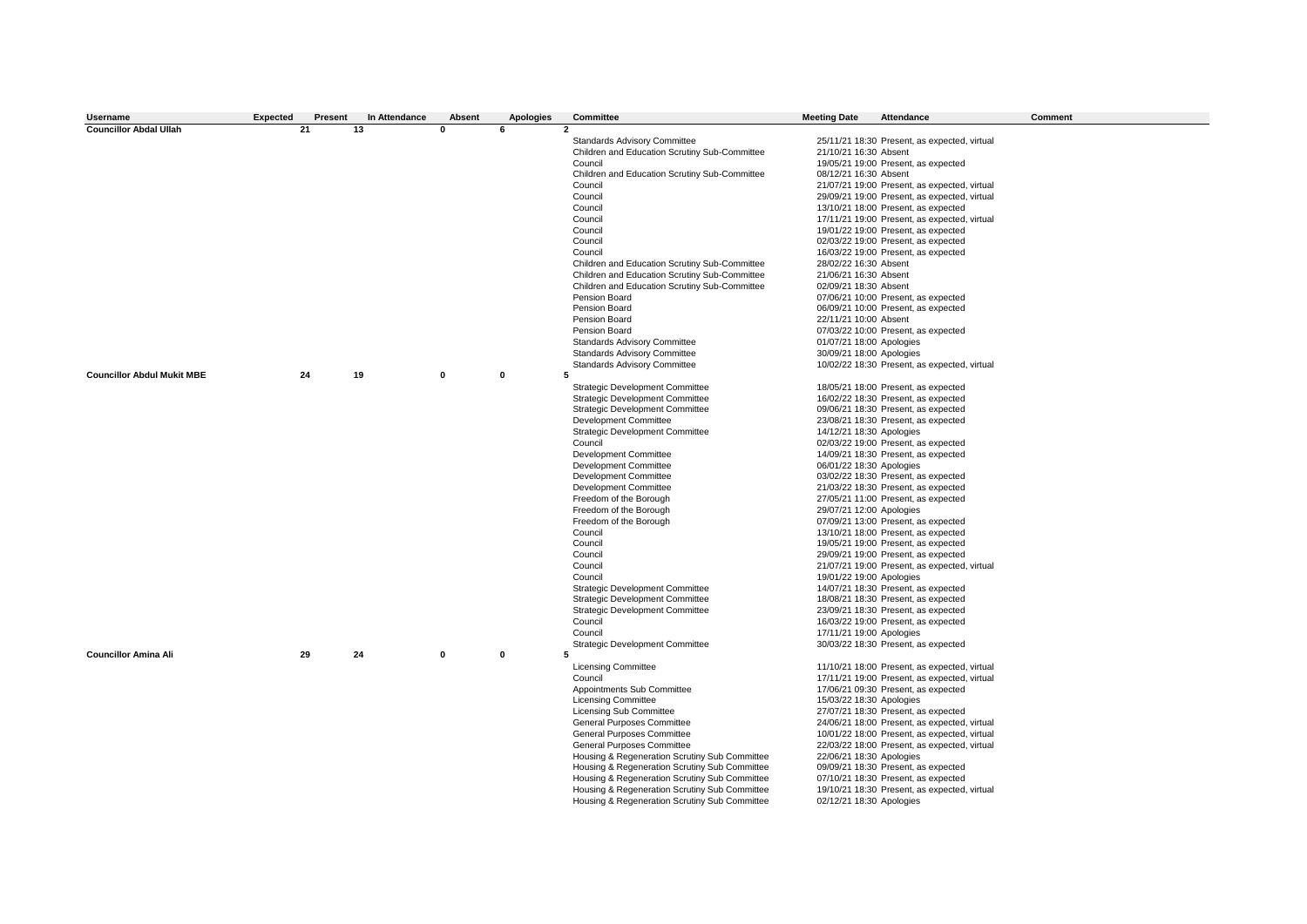| Username | Expected | Present | In Attendance | Absent | Apologies | Committee | Meeting Date | Attendance | Comment |
|---|---|---|---|---|---|---|---|---|---|
| **Councillor Abdal Ullah** | **21** | **13** | **0** | **6** | **2** | | | | |
| | | | | | | Standards Advisory Committee | 25/11/21 18:30 | Present, as expected, virtual | |
| | | | | | | Children and Education Scrutiny Sub-Committee | 21/10/21 16:30 | Absent | |
| | | | | | | Council | 19/05/21 19:00 | Present, as expected | |
| | | | | | | Children and Education Scrutiny Sub-Committee | 08/12/21 16:30 | Absent | |
| | | | | | | Council | 21/07/21 19:00 | Present, as expected, virtual | |
| | | | | | | Council | 29/09/21 19:00 | Present, as expected, virtual | |
| | | | | | | Council | 13/10/21 18:00 | Present, as expected | |
| | | | | | | Council | 17/11/21 19:00 | Present, as expected, virtual | |
| | | | | | | Council | 19/01/22 19:00 | Present, as expected | |
| | | | | | | Council | 02/03/22 19:00 | Present, as expected | |
| | | | | | | Council | 16/03/22 19:00 | Present, as expected | |
| | | | | | | Children and Education Scrutiny Sub-Committee | 28/02/22 16:30 | Absent | |
| | | | | | | Children and Education Scrutiny Sub-Committee | 21/06/21 16:30 | Absent | |
| | | | | | | Children and Education Scrutiny Sub-Committee | 02/09/21 18:30 | Absent | |
| | | | | | | Pension Board | 07/06/21 10:00 | Present, as expected | |
| | | | | | | Pension Board | 06/09/21 10:00 | Present, as expected | |
| | | | | | | Pension Board | 22/11/21 10:00 | Absent | |
| | | | | | | Pension Board | 07/03/22 10:00 | Present, as expected | |
| | | | | | | Standards Advisory Committee | 01/07/21 18:00 | Apologies | |
| | | | | | | Standards Advisory Committee | 30/09/21 18:00 | Apologies | |
| | | | | | | Standards Advisory Committee | 10/02/22 18:30 | Present, as expected, virtual | |
| **Councillor Abdul Mukit MBE** | **24** | **19** | **0** | **0** | **5** | | | | |
| | | | | | | Strategic Development Committee | 18/05/21 18:00 | Present, as expected | |
| | | | | | | Strategic Development Committee | 16/02/22 18:30 | Present, as expected | |
| | | | | | | Strategic Development Committee | 09/06/21 18:30 | Present, as expected | |
| | | | | | | Development Committee | 23/08/21 18:30 | Present, as expected | |
| | | | | | | Strategic Development Committee | 14/12/21 18:30 | Apologies | |
| | | | | | | Council | 02/03/22 19:00 | Present, as expected | |
| | | | | | | Development Committee | 14/09/21 18:30 | Present, as expected | |
| | | | | | | Development Committee | 06/01/22 18:30 | Apologies | |
| | | | | | | Development Committee | 03/02/22 18:30 | Present, as expected | |
| | | | | | | Development Committee | 21/03/22 18:30 | Present, as expected | |
| | | | | | | Freedom of the Borough | 27/05/21 11:00 | Present, as expected | |
| | | | | | | Freedom of the Borough | 29/07/21 12:00 | Apologies | |
| | | | | | | Freedom of the Borough | 07/09/21 13:00 | Present, as expected | |
| | | | | | | Council | 13/10/21 18:00 | Present, as expected | |
| | | | | | | Council | 19/05/21 19:00 | Present, as expected | |
| | | | | | | Council | 29/09/21 19:00 | Present, as expected | |
| | | | | | | Council | 21/07/21 19:00 | Present, as expected, virtual | |
| | | | | | | Council | 19/01/22 19:00 | Apologies | |
| | | | | | | Strategic Development Committee | 14/07/21 18:30 | Present, as expected | |
| | | | | | | Strategic Development Committee | 18/08/21 18:30 | Present, as expected | |
| | | | | | | Strategic Development Committee | 23/09/21 18:30 | Present, as expected | |
| | | | | | | Council | 16/03/22 19:00 | Present, as expected | |
| | | | | | | Council | 17/11/21 19:00 | Apologies | |
| | | | | | | Strategic Development Committee | 30/03/22 18:30 | Present, as expected | |
| **Councillor Amina Ali** | **29** | **24** | **0** | **0** | **5** | | | | |
| | | | | | | Licensing Committee | 11/10/21 18:00 | Present, as expected, virtual | |
| | | | | | | Council | 17/11/21 19:00 | Present, as expected, virtual | |
| | | | | | | Appointments Sub Committee | 17/06/21 09:30 | Present, as expected | |
| | | | | | | Licensing Committee | 15/03/22 18:30 | Apologies | |
| | | | | | | Licensing Sub Committee | 27/07/21 18:30 | Present, as expected | |
| | | | | | | General Purposes Committee | 24/06/21 18:00 | Present, as expected, virtual | |
| | | | | | | General Purposes Committee | 10/01/22 18:00 | Present, as expected, virtual | |
| | | | | | | General Purposes Committee | 22/03/22 18:00 | Present, as expected, virtual | |
| | | | | | | Housing & Regeneration Scrutiny Sub Committee | 22/06/21 18:30 | Apologies | |
| | | | | | | Housing & Regeneration Scrutiny Sub Committee | 09/09/21 18:30 | Present, as expected | |
| | | | | | | Housing & Regeneration Scrutiny Sub Committee | 07/10/21 18:30 | Present, as expected | |
| | | | | | | Housing & Regeneration Scrutiny Sub Committee | 19/10/21 18:30 | Present, as expected, virtual | |
| | | | | | | Housing & Regeneration Scrutiny Sub Committee | 02/12/21 18:30 | Apologies | |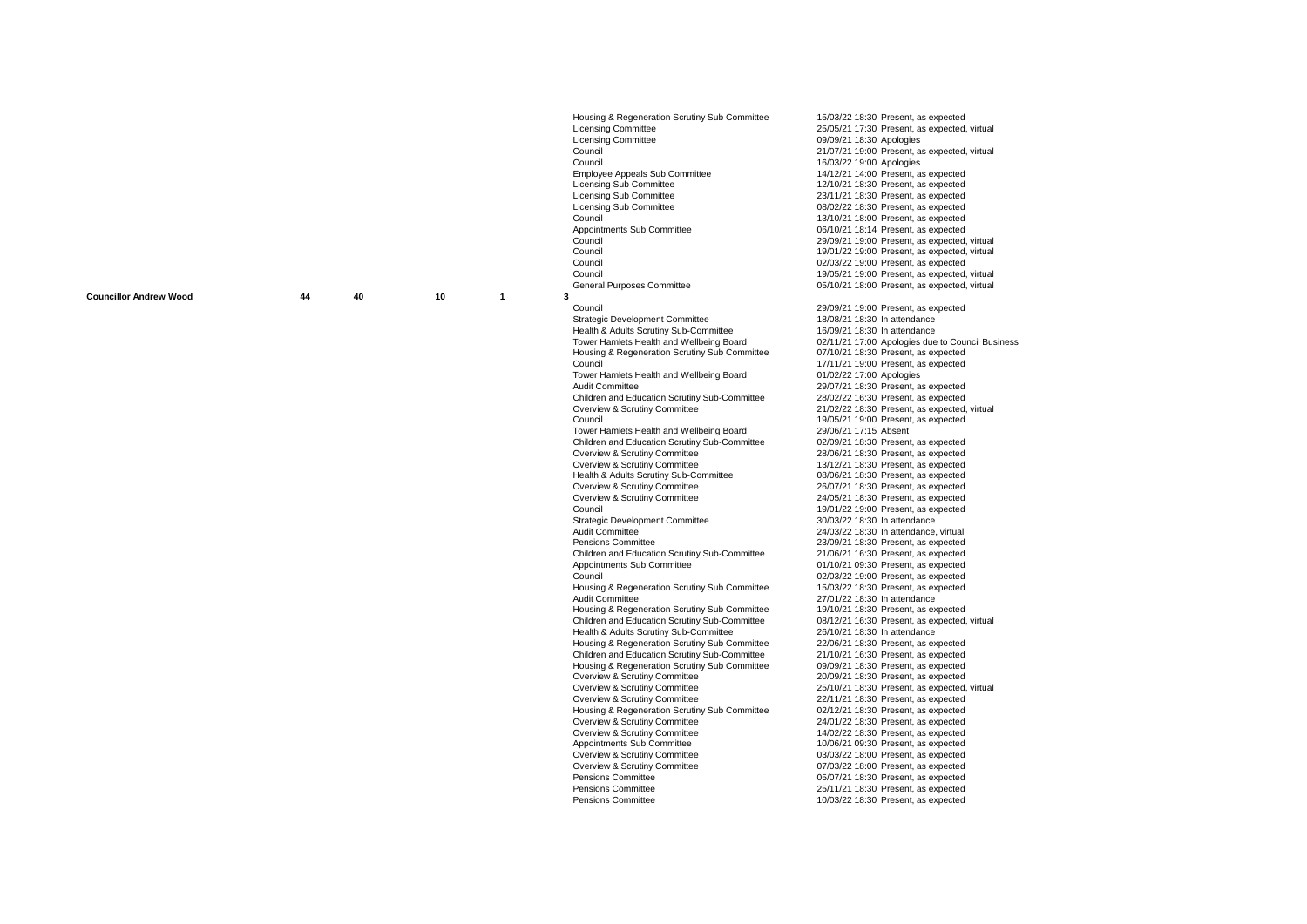| Councillor | | | | | | Meeting | Date/Time | Attendance |
|---|---|---|---|---|---|---|---|---|
| | | | | | | Housing & Regeneration Scrutiny Sub Committee | 15/03/22 18:30 | Present, as expected |
| | | | | | | Licensing Committee | 25/05/21 17:30 | Present, as expected, virtual |
| | | | | | | Licensing Committee | 09/09/21 18:30 | Apologies |
| | | | | | | Council | 21/07/21 19:00 | Present, as expected, virtual |
| | | | | | | Council | 16/03/22 19:00 | Apologies |
| | | | | | | Employee Appeals Sub Committee | 14/12/21 14:00 | Present, as expected |
| | | | | | | Licensing Sub Committee | 12/10/21 18:30 | Present, as expected |
| | | | | | | Licensing Sub Committee | 23/11/21 18:30 | Present, as expected |
| | | | | | | Licensing Sub Committee | 08/02/22 18:30 | Present, as expected |
| | | | | | | Council | 13/10/21 18:00 | Present, as expected |
| | | | | | | Appointments Sub Committee | 06/10/21 18:14 | Present, as expected |
| | | | | | | Council | 29/09/21 19:00 | Present, as expected, virtual |
| | | | | | | Council | 19/01/22 19:00 | Present, as expected, virtual |
| | | | | | | Council | 02/03/22 19:00 | Present, as expected |
| | | | | | | Council | 19/05/21 19:00 | Present, as expected, virtual |
| | | | | | | General Purposes Committee | 05/10/21 18:00 | Present, as expected, virtual |
| **Councillor Andrew Wood** | 44 | 40 | 10 | 1 | 3 | | | |
| | | | | | | Council | 29/09/21 19:00 | Present, as expected |
| | | | | | | Strategic Development Committee | 18/08/21 18:30 | In attendance |
| | | | | | | Health & Adults Scrutiny Sub-Committee | 16/09/21 18:30 | In attendance |
| | | | | | | Tower Hamlets Health and Wellbeing Board | 02/11/21 17:00 | Apologies due to Council Business |
| | | | | | | Housing & Regeneration Scrutiny Sub Committee | 07/10/21 18:30 | Present, as expected |
| | | | | | | Council | 17/11/21 19:00 | Present, as expected |
| | | | | | | Tower Hamlets Health and Wellbeing Board | 01/02/22 17:00 | Apologies |
| | | | | | | Audit Committee | 29/07/21 18:30 | Present, as expected |
| | | | | | | Children and Education Scrutiny Sub-Committee | 28/02/22 16:30 | Present, as expected |
| | | | | | | Overview & Scrutiny Committee | 21/02/22 18:30 | Present, as expected, virtual |
| | | | | | | Council | 19/05/21 19:00 | Present, as expected |
| | | | | | | Tower Hamlets Health and Wellbeing Board | 29/06/21 17:15 | Absent |
| | | | | | | Children and Education Scrutiny Sub-Committee | 02/09/21 18:30 | Present, as expected |
| | | | | | | Overview & Scrutiny Committee | 28/06/21 18:30 | Present, as expected |
| | | | | | | Overview & Scrutiny Committee | 13/12/21 18:30 | Present, as expected |
| | | | | | | Health & Adults Scrutiny Sub-Committee | 08/06/21 18:30 | Present, as expected |
| | | | | | | Overview & Scrutiny Committee | 26/07/21 18:30 | Present, as expected |
| | | | | | | Overview & Scrutiny Committee | 24/05/21 18:30 | Present, as expected |
| | | | | | | Council | 19/01/22 19:00 | Present, as expected |
| | | | | | | Strategic Development Committee | 30/03/22 18:30 | In attendance |
| | | | | | | Audit Committee | 24/03/22 18:30 | In attendance, virtual |
| | | | | | | Pensions Committee | 23/09/21 18:30 | Present, as expected |
| | | | | | | Children and Education Scrutiny Sub-Committee | 21/06/21 16:30 | Present, as expected |
| | | | | | | Appointments Sub Committee | 01/10/21 09:30 | Present, as expected |
| | | | | | | Council | 02/03/22 19:00 | Present, as expected |
| | | | | | | Housing & Regeneration Scrutiny Sub Committee | 15/03/22 18:30 | Present, as expected |
| | | | | | | Audit Committee | 27/01/22 18:30 | In attendance |
| | | | | | | Housing & Regeneration Scrutiny Sub Committee | 19/10/21 18:30 | Present, as expected |
| | | | | | | Children and Education Scrutiny Sub-Committee | 08/12/21 16:30 | Present, as expected, virtual |
| | | | | | | Health & Adults Scrutiny Sub-Committee | 26/10/21 18:30 | In attendance |
| | | | | | | Housing & Regeneration Scrutiny Sub Committee | 22/06/21 18:30 | Present, as expected |
| | | | | | | Children and Education Scrutiny Sub-Committee | 21/10/21 16:30 | Present, as expected |
| | | | | | | Housing & Regeneration Scrutiny Sub Committee | 09/09/21 18:30 | Present, as expected |
| | | | | | | Overview & Scrutiny Committee | 20/09/21 18:30 | Present, as expected |
| | | | | | | Overview & Scrutiny Committee | 25/10/21 18:30 | Present, as expected, virtual |
| | | | | | | Overview & Scrutiny Committee | 22/11/21 18:30 | Present, as expected |
| | | | | | | Housing & Regeneration Scrutiny Sub Committee | 02/12/21 18:30 | Present, as expected |
| | | | | | | Overview & Scrutiny Committee | 24/01/22 18:30 | Present, as expected |
| | | | | | | Overview & Scrutiny Committee | 14/02/22 18:30 | Present, as expected |
| | | | | | | Appointments Sub Committee | 10/06/21 09:30 | Present, as expected |
| | | | | | | Overview & Scrutiny Committee | 03/03/22 18:00 | Present, as expected |
| | | | | | | Overview & Scrutiny Committee | 07/03/22 18:00 | Present, as expected |
| | | | | | | Pensions Committee | 05/07/21 18:30 | Present, as expected |
| | | | | | | Pensions Committee | 25/11/21 18:30 | Present, as expected |
| | | | | | | Pensions Committee | 10/03/22 18:30 | Present, as expected |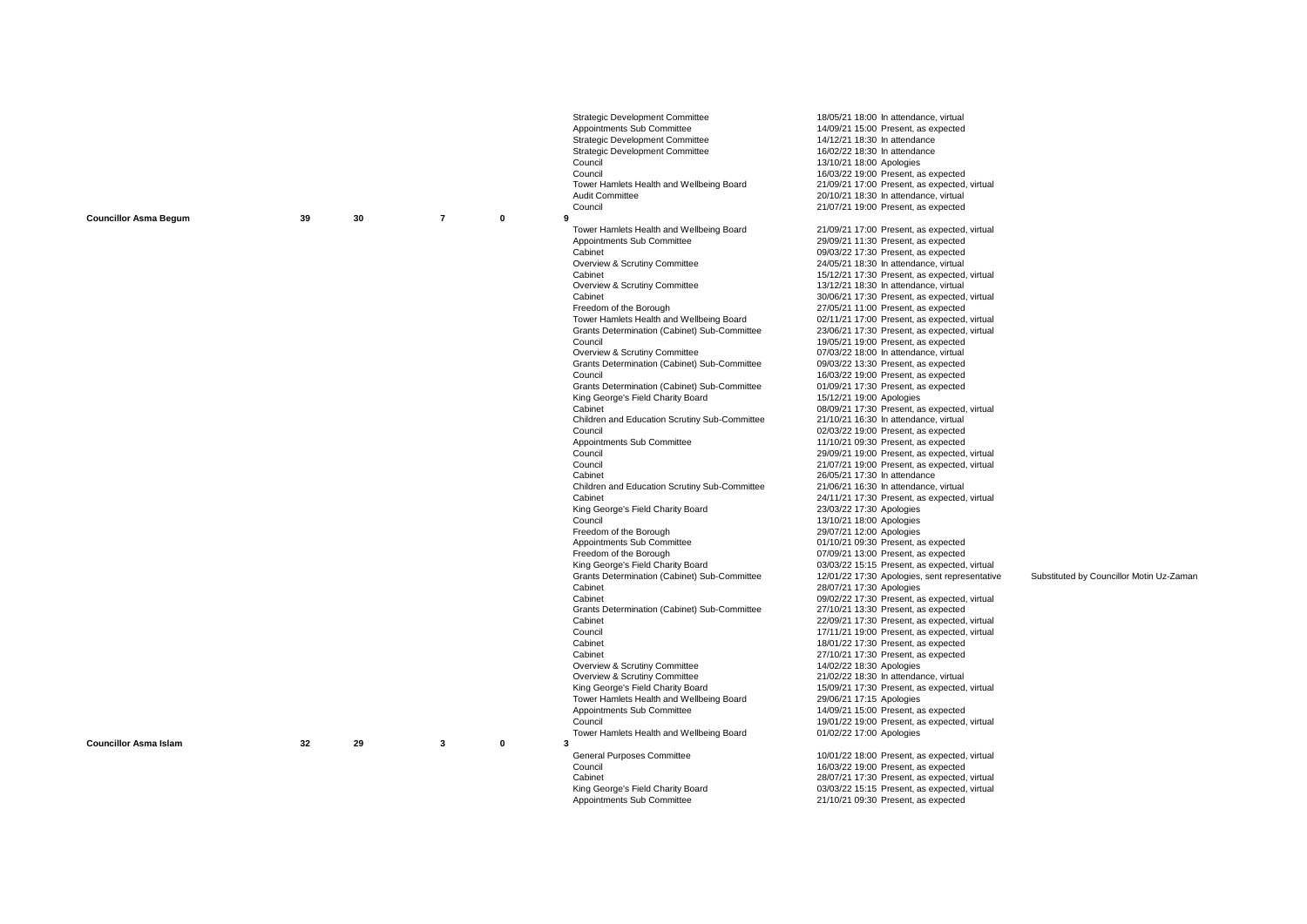| Member | Expected | Present | Apologies | Absent | Present as substitute | Meeting | Date / Attendance | Notes |
|---|---|---|---|---|---|---|---|---|
| | | | | | | Strategic Development Committee | 18/05/21 18:00 In attendance, virtual | |
| | | | | | | Appointments Sub Committee | 14/09/21 15:00 Present, as expected | |
| | | | | | | Strategic Development Committee | 14/12/21 18:30 In attendance | |
| | | | | | | Strategic Development Committee | 16/02/22 18:30 In attendance | |
| | | | | | | Council | 13/10/21 18:00 Apologies | |
| | | | | | | Council | 16/03/22 19:00 Present, as expected | |
| | | | | | | Tower Hamlets Health and Wellbeing Board | 21/09/21 17:00 Present, as expected, virtual | |
| | | | | | | Audit Committee | 20/10/21 18:30 In attendance, virtual | |
| | | | | | | Council | 21/07/21 19:00 Present, as expected | |
| **Councillor Asma Begum** | 39 | 30 | 7 | 0 | 9 | | | |
| | | | | | | Tower Hamlets Health and Wellbeing Board | 21/09/21 17:00 Present, as expected, virtual | |
| | | | | | | Appointments Sub Committee | 29/09/21 11:30 Present, as expected | |
| | | | | | | Cabinet | 09/03/22 17:30 Present, as expected | |
| | | | | | | Overview & Scrutiny Committee | 24/05/21 18:30 In attendance, virtual | |
| | | | | | | Cabinet | 15/12/21 17:30 Present, as expected, virtual | |
| | | | | | | Overview & Scrutiny Committee | 13/12/21 18:30 In attendance, virtual | |
| | | | | | | Cabinet | 30/06/21 17:30 Present, as expected, virtual | |
| | | | | | | Freedom of the Borough | 27/05/21 11:00 Present, as expected | |
| | | | | | | Tower Hamlets Health and Wellbeing Board | 02/11/21 17:00 Present, as expected, virtual | |
| | | | | | | Grants Determination (Cabinet) Sub-Committee | 23/06/21 17:30 Present, as expected, virtual | |
| | | | | | | Council | 19/05/21 19:00 Present, as expected | |
| | | | | | | Overview & Scrutiny Committee | 07/03/22 18:00 In attendance, virtual | |
| | | | | | | Grants Determination (Cabinet) Sub-Committee | 09/03/22 13:30 Present, as expected | |
| | | | | | | Council | 16/03/22 19:00 Present, as expected | |
| | | | | | | Grants Determination (Cabinet) Sub-Committee | 01/09/21 17:30 Present, as expected | |
| | | | | | | King George's Field Charity Board | 15/12/21 19:00 Apologies | |
| | | | | | | Cabinet | 08/09/21 17:30 Present, as expected, virtual | |
| | | | | | | Children and Education Scrutiny Sub-Committee | 21/10/21 16:30 In attendance, virtual | |
| | | | | | | Council | 02/03/22 19:00 Present, as expected | |
| | | | | | | Appointments Sub Committee | 11/10/21 09:30 Present, as expected | |
| | | | | | | Council | 29/09/21 19:00 Present, as expected, virtual | |
| | | | | | | Council | 21/07/21 19:00 Present, as expected, virtual | |
| | | | | | | Cabinet | 26/05/21 17:30 In attendance | |
| | | | | | | Children and Education Scrutiny Sub-Committee | 21/06/21 16:30 In attendance, virtual | |
| | | | | | | Cabinet | 24/11/21 17:30 Present, as expected, virtual | |
| | | | | | | King George's Field Charity Board | 23/03/22 17:30 Apologies | |
| | | | | | | Council | 13/10/21 18:00 Apologies | |
| | | | | | | Freedom of the Borough | 29/07/21 12:00 Apologies | |
| | | | | | | Appointments Sub Committee | 01/10/21 09:30 Present, as expected | |
| | | | | | | Freedom of the Borough | 07/09/21 13:00 Present, as expected | |
| | | | | | | King George's Field Charity Board | 03/03/22 15:15 Present, as expected, virtual | |
| | | | | | | Grants Determination (Cabinet) Sub-Committee | 12/01/22 17:30 Apologies, sent representative | Substituted by Councillor Motin Uz-Zaman |
| | | | | | | Cabinet | 28/07/21 17:30 Apologies | |
| | | | | | | Cabinet | 09/02/22 17:30 Present, as expected, virtual | |
| | | | | | | Grants Determination (Cabinet) Sub-Committee | 27/10/21 13:30 Present, as expected | |
| | | | | | | Cabinet | 22/09/21 17:30 Present, as expected, virtual | |
| | | | | | | Council | 17/11/21 19:00 Present, as expected, virtual | |
| | | | | | | Cabinet | 18/01/22 17:30 Present, as expected | |
| | | | | | | Cabinet | 27/10/21 17:30 Present, as expected | |
| | | | | | | Overview & Scrutiny Committee | 14/02/22 18:30 Apologies | |
| | | | | | | Overview & Scrutiny Committee | 21/02/22 18:30 In attendance, virtual | |
| | | | | | | King George's Field Charity Board | 15/09/21 17:30 Present, as expected, virtual | |
| | | | | | | Tower Hamlets Health and Wellbeing Board | 29/06/21 17:15 Apologies | |
| | | | | | | Appointments Sub Committee | 14/09/21 15:00 Present, as expected | |
| | | | | | | Council | 19/01/22 19:00 Present, as expected, virtual | |
| | | | | | | Tower Hamlets Health and Wellbeing Board | 01/02/22 17:00 Apologies | |
| **Councillor Asma Islam** | 32 | 29 | 3 | 0 | 3 | | | |
| | | | | | | General Purposes Committee | 10/01/22 18:00 Present, as expected, virtual | |
| | | | | | | Council | 16/03/22 19:00 Present, as expected | |
| | | | | | | Cabinet | 28/07/21 17:30 Present, as expected, virtual | |
| | | | | | | King George's Field Charity Board | 03/03/22 15:15 Present, as expected, virtual | |
| | | | | | | Appointments Sub Committee | 21/10/21 09:30 Present, as expected | |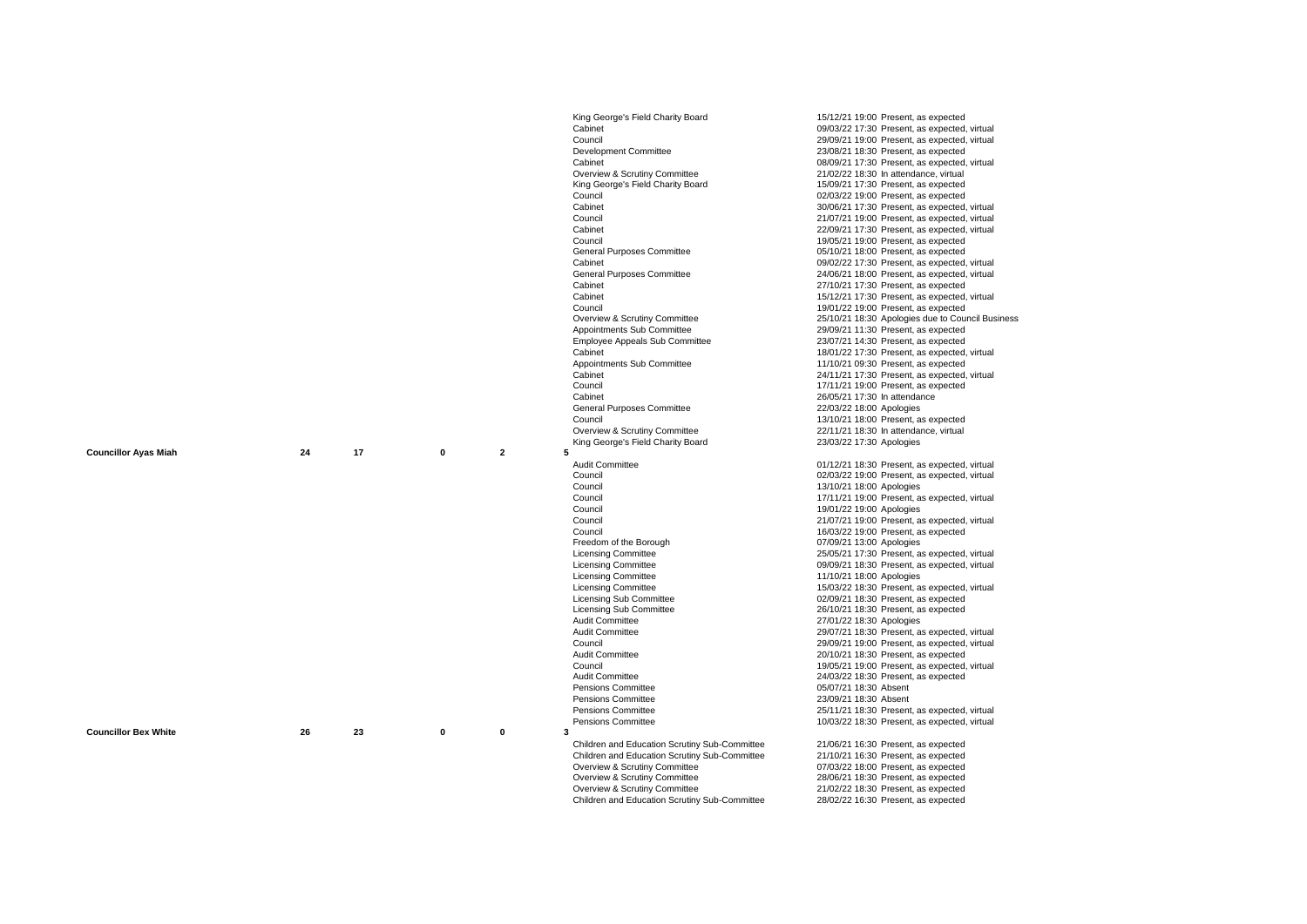| Councillor | Expected | Present | Present as substitute | Apologies | Absent | Committee | Date/Time | Attendance |
|---|---|---|---|---|---|---|---|---|
| | | | | | | King George's Field Charity Board | 15/12/21 19:00 | Present, as expected |
| | | | | | | Cabinet | 09/03/22 17:30 | Present, as expected, virtual |
| | | | | | | Council | 29/09/21 19:00 | Present, as expected, virtual |
| | | | | | | Development Committee | 23/08/21 18:30 | Present, as expected |
| | | | | | | Cabinet | 08/09/21 17:30 | Present, as expected, virtual |
| | | | | | | Overview & Scrutiny Committee | 21/02/22 18:30 | In attendance, virtual |
| | | | | | | King George's Field Charity Board | 15/09/21 17:30 | Present, as expected |
| | | | | | | Council | 02/03/22 19:00 | Present, as expected |
| | | | | | | Cabinet | 30/06/21 17:30 | Present, as expected, virtual |
| | | | | | | Council | 21/07/21 19:00 | Present, as expected, virtual |
| | | | | | | Cabinet | 22/09/21 17:30 | Present, as expected, virtual |
| | | | | | | Council | 19/05/21 19:00 | Present, as expected |
| | | | | | | General Purposes Committee | 05/10/21 18:00 | Present, as expected |
| | | | | | | Cabinet | 09/02/22 17:30 | Present, as expected, virtual |
| | | | | | | General Purposes Committee | 24/06/21 18:00 | Present, as expected, virtual |
| | | | | | | Cabinet | 27/10/21 17:30 | Present, as expected |
| | | | | | | Cabinet | 15/12/21 17:30 | Present, as expected, virtual |
| | | | | | | Council | 19/01/22 19:00 | Present, as expected |
| | | | | | | Overview & Scrutiny Committee | 25/10/21 18:30 | Apologies due to Council Business |
| | | | | | | Appointments Sub Committee | 29/09/21 11:30 | Present, as expected |
| | | | | | | Employee Appeals Sub Committee | 23/07/21 14:30 | Present, as expected |
| | | | | | | Cabinet | 18/01/22 17:30 | Present, as expected, virtual |
| | | | | | | Appointments Sub Committee | 11/10/21 09:30 | Present, as expected |
| | | | | | | Cabinet | 24/11/21 17:30 | Present, as expected, virtual |
| | | | | | | Council | 17/11/21 19:00 | Present, as expected |
| | | | | | | Cabinet | 26/05/21 17:30 | In attendance |
| | | | | | | General Purposes Committee | 22/03/22 18:00 | Apologies |
| | | | | | | Council | 13/10/21 18:00 | Present, as expected |
| | | | | | | Overview & Scrutiny Committee | 22/11/21 18:30 | In attendance, virtual |
| | | | | | | King George's Field Charity Board | 23/03/22 17:30 | Apologies |
| **Councillor Ayas Miah** | **24** | **17** | **0** | **2** | **5** | | | |
| | | | | | | Audit Committee | 01/12/21 18:30 | Present, as expected, virtual |
| | | | | | | Council | 02/03/22 19:00 | Present, as expected, virtual |
| | | | | | | Council | 13/10/21 18:00 | Apologies |
| | | | | | | Council | 17/11/21 19:00 | Present, as expected, virtual |
| | | | | | | Council | 19/01/22 19:00 | Apologies |
| | | | | | | Council | 21/07/21 19:00 | Present, as expected, virtual |
| | | | | | | Council | 16/03/22 19:00 | Present, as expected |
| | | | | | | Freedom of the Borough | 07/09/21 13:00 | Apologies |
| | | | | | | Licensing Committee | 25/05/21 17:30 | Present, as expected, virtual |
| | | | | | | Licensing Committee | 09/09/21 18:30 | Present, as expected, virtual |
| | | | | | | Licensing Committee | 11/10/21 18:00 | Apologies |
| | | | | | | Licensing Committee | 15/03/22 18:30 | Present, as expected, virtual |
| | | | | | | Licensing Sub Committee | 02/09/21 18:30 | Present, as expected |
| | | | | | | Licensing Sub Committee | 26/10/21 18:30 | Present, as expected |
| | | | | | | Audit Committee | 27/01/22 18:30 | Apologies |
| | | | | | | Audit Committee | 29/07/21 18:30 | Present, as expected, virtual |
| | | | | | | Council | 29/09/21 19:00 | Present, as expected, virtual |
| | | | | | | Audit Committee | 20/10/21 18:30 | Present, as expected |
| | | | | | | Council | 19/05/21 19:00 | Present, as expected, virtual |
| | | | | | | Audit Committee | 24/03/22 18:30 | Present, as expected |
| | | | | | | Pensions Committee | 05/07/21 18:30 | Absent |
| | | | | | | Pensions Committee | 23/09/21 18:30 | Absent |
| | | | | | | Pensions Committee | 25/11/21 18:30 | Present, as expected, virtual |
| | | | | | | Pensions Committee | 10/03/22 18:30 | Present, as expected, virtual |
| **Councillor Bex White** | **26** | **23** | **0** | **0** | **3** | | | |
| | | | | | | Children and Education Scrutiny Sub-Committee | 21/06/21 16:30 | Present, as expected |
| | | | | | | Children and Education Scrutiny Sub-Committee | 21/10/21 16:30 | Present, as expected |
| | | | | | | Overview & Scrutiny Committee | 07/03/22 18:00 | Present, as expected |
| | | | | | | Overview & Scrutiny Committee | 28/06/21 18:30 | Present, as expected |
| | | | | | | Overview & Scrutiny Committee | 21/02/22 18:30 | Present, as expected |
| | | | | | | Children and Education Scrutiny Sub-Committee | 28/02/22 16:30 | Present, as expected |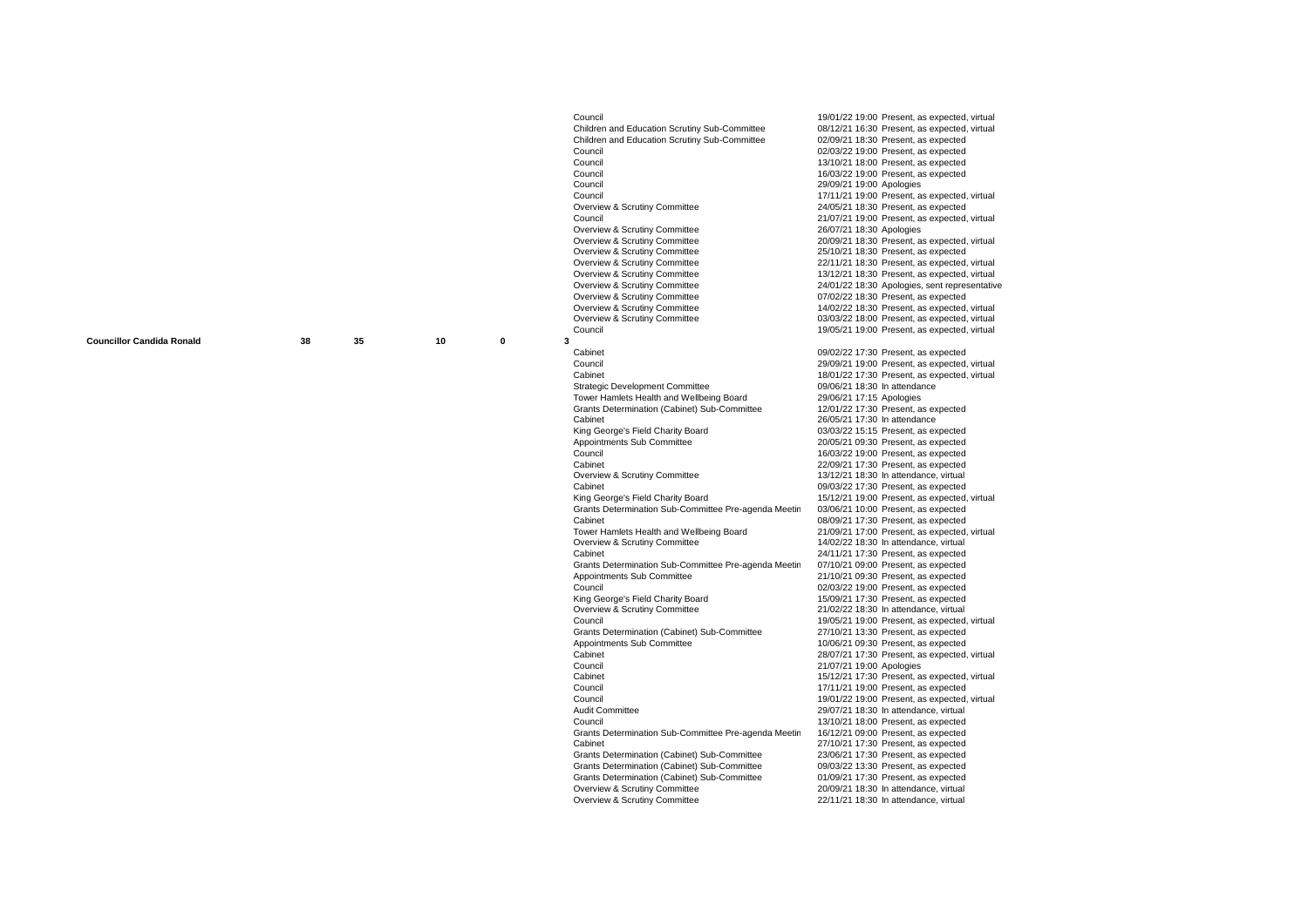| | | | | | | Meeting | Date | Time | Attendance |
|---|---|---|---|---|---|---|---|---|---|
| | | | | | | Council | 19/01/22 | 19:00 | Present, as expected, virtual |
| | | | | | | Children and Education Scrutiny Sub-Committee | 08/12/21 | 16:30 | Present, as expected, virtual |
| | | | | | | Children and Education Scrutiny Sub-Committee | 02/09/21 | 18:30 | Present, as expected |
| | | | | | | Council | 02/03/22 | 19:00 | Present, as expected |
| | | | | | | Council | 13/10/21 | 18:00 | Present, as expected |
| | | | | | | Council | 16/03/22 | 19:00 | Present, as expected |
| | | | | | | Council | 29/09/21 | 19:00 | Apologies |
| | | | | | | Council | 17/11/21 | 19:00 | Present, as expected, virtual |
| | | | | | | Overview & Scrutiny Committee | 24/05/21 | 18:30 | Present, as expected |
| | | | | | | Council | 21/07/21 | 19:00 | Present, as expected, virtual |
| | | | | | | Overview & Scrutiny Committee | 26/07/21 | 18:30 | Apologies |
| | | | | | | Overview & Scrutiny Committee | 20/09/21 | 18:30 | Present, as expected, virtual |
| | | | | | | Overview & Scrutiny Committee | 25/10/21 | 18:30 | Present, as expected |
| | | | | | | Overview & Scrutiny Committee | 22/11/21 | 18:30 | Present, as expected, virtual |
| | | | | | | Overview & Scrutiny Committee | 13/12/21 | 18:30 | Present, as expected, virtual |
| | | | | | | Overview & Scrutiny Committee | 24/01/22 | 18:30 | Apologies, sent representative |
| | | | | | | Overview & Scrutiny Committee | 07/02/22 | 18:30 | Present, as expected |
| | | | | | | Overview & Scrutiny Committee | 14/02/22 | 18:30 | Present, as expected, virtual |
| | | | | | | Overview & Scrutiny Committee | 03/03/22 | 18:00 | Present, as expected, virtual |
| | | | | | | Council | 19/05/21 | 19:00 | Present, as expected, virtual |
| **Councillor Candida Ronald** | **38** | **35** | **10** | **0** | **3** | | | | |
| | | | | | | Cabinet | 09/02/22 | 17:30 | Present, as expected |
| | | | | | | Council | 29/09/21 | 19:00 | Present, as expected, virtual |
| | | | | | | Cabinet | 18/01/22 | 17:30 | Present, as expected, virtual |
| | | | | | | Strategic Development Committee | 09/06/21 | 18:30 | In attendance |
| | | | | | | Tower Hamlets Health and Wellbeing Board | 29/06/21 | 17:15 | Apologies |
| | | | | | | Grants Determination (Cabinet) Sub-Committee | 12/01/22 | 17:30 | Present, as expected |
| | | | | | | Cabinet | 26/05/21 | 17:30 | In attendance |
| | | | | | | King George's Field Charity Board | 03/03/22 | 15:15 | Present, as expected |
| | | | | | | Appointments Sub Committee | 20/05/21 | 09:30 | Present, as expected |
| | | | | | | Council | 16/03/22 | 19:00 | Present, as expected |
| | | | | | | Cabinet | 22/09/21 | 17:30 | Present, as expected |
| | | | | | | Overview & Scrutiny Committee | 13/12/21 | 18:30 | In attendance, virtual |
| | | | | | | Cabinet | 09/03/22 | 17:30 | Present, as expected |
| | | | | | | King George's Field Charity Board | 15/12/21 | 19:00 | Present, as expected, virtual |
| | | | | | | Grants Determination Sub-Committee Pre-agenda Meetin | 03/06/21 | 10:00 | Present, as expected |
| | | | | | | Cabinet | 08/09/21 | 17:30 | Present, as expected |
| | | | | | | Tower Hamlets Health and Wellbeing Board | 21/09/21 | 17:00 | Present, as expected, virtual |
| | | | | | | Overview & Scrutiny Committee | 14/02/22 | 18:30 | In attendance, virtual |
| | | | | | | Cabinet | 24/11/21 | 17:30 | Present, as expected |
| | | | | | | Grants Determination Sub-Committee Pre-agenda Meetin | 07/10/21 | 09:00 | Present, as expected |
| | | | | | | Appointments Sub Committee | 21/10/21 | 09:30 | Present, as expected |
| | | | | | | Council | 02/03/22 | 19:00 | Present, as expected |
| | | | | | | King George's Field Charity Board | 15/09/21 | 17:30 | Present, as expected |
| | | | | | | Overview & Scrutiny Committee | 21/02/22 | 18:30 | In attendance, virtual |
| | | | | | | Council | 19/05/21 | 19:00 | Present, as expected, virtual |
| | | | | | | Grants Determination (Cabinet) Sub-Committee | 27/10/21 | 13:30 | Present, as expected |
| | | | | | | Appointments Sub Committee | 10/06/21 | 09:30 | Present, as expected |
| | | | | | | Cabinet | 28/07/21 | 17:30 | Present, as expected, virtual |
| | | | | | | Council | 21/07/21 | 19:00 | Apologies |
| | | | | | | Cabinet | 15/12/21 | 17:30 | Present, as expected, virtual |
| | | | | | | Council | 17/11/21 | 19:00 | Present, as expected |
| | | | | | | Council | 19/01/22 | 19:00 | Present, as expected, virtual |
| | | | | | | Audit Committee | 29/07/21 | 18:30 | In attendance, virtual |
| | | | | | | Council | 13/10/21 | 18:00 | Present, as expected |
| | | | | | | Grants Determination Sub-Committee Pre-agenda Meetin | 16/12/21 | 09:00 | Present, as expected |
| | | | | | | Cabinet | 27/10/21 | 17:30 | Present, as expected |
| | | | | | | Grants Determination (Cabinet) Sub-Committee | 23/06/21 | 17:30 | Present, as expected |
| | | | | | | Grants Determination (Cabinet) Sub-Committee | 09/03/22 | 13:30 | Present, as expected |
| | | | | | | Grants Determination (Cabinet) Sub-Committee | 01/09/21 | 17:30 | Present, as expected |
| | | | | | | Overview & Scrutiny Committee | 20/09/21 | 18:30 | In attendance, virtual |
| | | | | | | Overview & Scrutiny Committee | 22/11/21 | 18:30 | In attendance, virtual |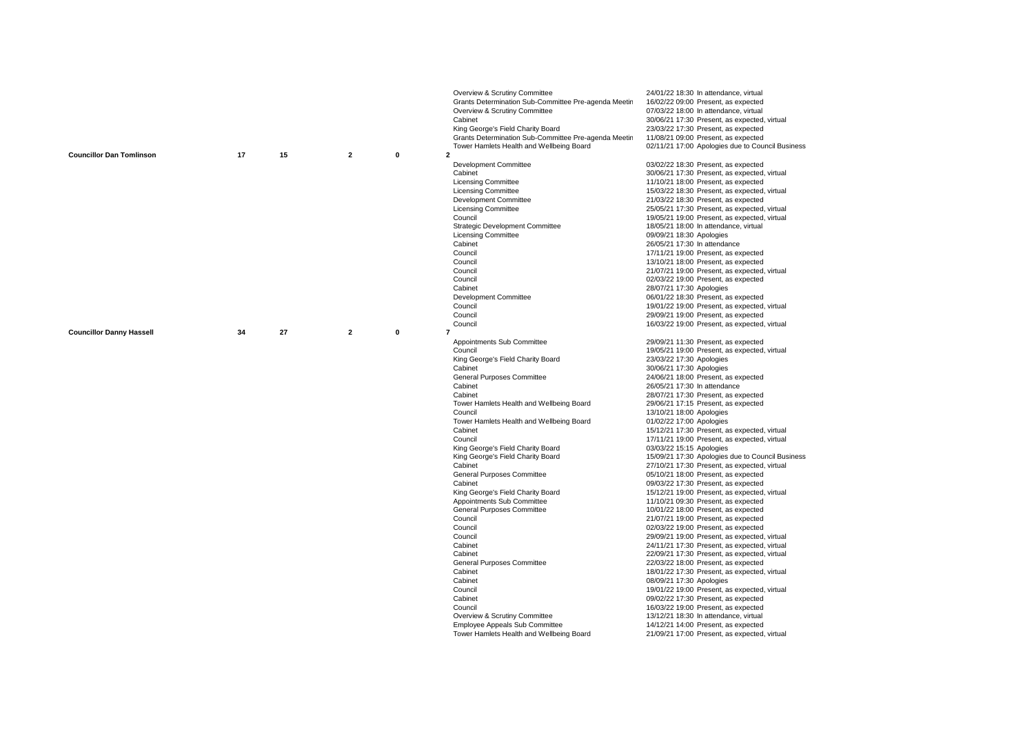| Councillor | | | | | | Meeting | Date/Time | Attendance |
|---|---|---|---|---|---|---|---|---|
| | | | | | | Overview & Scrutiny Committee | 24/01/22 18:30 | In attendance, virtual |
| | | | | | | Grants Determination Sub-Committee Pre-agenda Meetin | 16/02/22 09:00 | Present, as expected |
| | | | | | | Overview & Scrutiny Committee | 07/03/22 18:00 | In attendance, virtual |
| | | | | | | Cabinet | 30/06/21 17:30 | Present, as expected, virtual |
| | | | | | | King George's Field Charity Board | 23/03/22 17:30 | Present, as expected |
| | | | | | | Grants Determination Sub-Committee Pre-agenda Meetin | 11/08/21 09:00 | Present, as expected |
| | | | | | | Tower Hamlets Health and Wellbeing Board | 02/11/21 17:00 | Apologies due to Council Business |
| **Councillor Dan Tomlinson** | **17** | **15** | **2** | **0** | **2** | | | |
| | | | | | | Development Committee | 03/02/22 18:30 | Present, as expected |
| | | | | | | Cabinet | 30/06/21 17:30 | Present, as expected, virtual |
| | | | | | | Licensing Committee | 11/10/21 18:00 | Present, as expected |
| | | | | | | Licensing Committee | 15/03/22 18:30 | Present, as expected, virtual |
| | | | | | | Development Committee | 21/03/22 18:30 | Present, as expected |
| | | | | | | Licensing Committee | 25/05/21 17:30 | Present, as expected, virtual |
| | | | | | | Council | 19/05/21 19:00 | Present, as expected, virtual |
| | | | | | | Strategic Development Committee | 18/05/21 18:00 | In attendance, virtual |
| | | | | | | Licensing Committee | 09/09/21 18:30 | Apologies |
| | | | | | | Cabinet | 26/05/21 17:30 | In attendance |
| | | | | | | Council | 17/11/21 19:00 | Present, as expected |
| | | | | | | Council | 13/10/21 18:00 | Present, as expected |
| | | | | | | Council | 21/07/21 19:00 | Present, as expected, virtual |
| | | | | | | Council | 02/03/22 19:00 | Present, as expected |
| | | | | | | Cabinet | 28/07/21 17:30 | Apologies |
| | | | | | | Development Committee | 06/01/22 18:30 | Present, as expected |
| | | | | | | Council | 19/01/22 19:00 | Present, as expected, virtual |
| | | | | | | Council | 29/09/21 19:00 | Present, as expected |
| | | | | | | Council | 16/03/22 19:00 | Present, as expected, virtual |
| **Councillor Danny Hassell** | **34** | **27** | **2** | **0** | **7** | | | |
| | | | | | | Appointments Sub Committee | 29/09/21 11:30 | Present, as expected |
| | | | | | | Council | 19/05/21 19:00 | Present, as expected, virtual |
| | | | | | | King George's Field Charity Board | 23/03/22 17:30 | Apologies |
| | | | | | | Cabinet | 30/06/21 17:30 | Apologies |
| | | | | | | General Purposes Committee | 24/06/21 18:00 | Present, as expected |
| | | | | | | Cabinet | 26/05/21 17:30 | In attendance |
| | | | | | | Cabinet | 28/07/21 17:30 | Present, as expected |
| | | | | | | Tower Hamlets Health and Wellbeing Board | 29/06/21 17:15 | Present, as expected |
| | | | | | | Council | 13/10/21 18:00 | Apologies |
| | | | | | | Tower Hamlets Health and Wellbeing Board | 01/02/22 17:00 | Apologies |
| | | | | | | Cabinet | 15/12/21 17:30 | Present, as expected, virtual |
| | | | | | | Council | 17/11/21 19:00 | Present, as expected, virtual |
| | | | | | | King George's Field Charity Board | 03/03/22 15:15 | Apologies |
| | | | | | | King George's Field Charity Board | 15/09/21 17:30 | Apologies due to Council Business |
| | | | | | | Cabinet | 27/10/21 17:30 | Present, as expected, virtual |
| | | | | | | General Purposes Committee | 05/10/21 18:00 | Present, as expected |
| | | | | | | Cabinet | 09/03/22 17:30 | Present, as expected |
| | | | | | | King George's Field Charity Board | 15/12/21 19:00 | Present, as expected, virtual |
| | | | | | | Appointments Sub Committee | 11/10/21 09:30 | Present, as expected |
| | | | | | | General Purposes Committee | 10/01/22 18:00 | Present, as expected |
| | | | | | | Council | 21/07/21 19:00 | Present, as expected |
| | | | | | | Council | 02/03/22 19:00 | Present, as expected |
| | | | | | | Council | 29/09/21 19:00 | Present, as expected, virtual |
| | | | | | | Cabinet | 24/11/21 17:30 | Present, as expected, virtual |
| | | | | | | Cabinet | 22/09/21 17:30 | Present, as expected, virtual |
| | | | | | | General Purposes Committee | 22/03/22 18:00 | Present, as expected |
| | | | | | | Cabinet | 18/01/22 17:30 | Present, as expected, virtual |
| | | | | | | Cabinet | 08/09/21 17:30 | Apologies |
| | | | | | | Council | 19/01/22 19:00 | Present, as expected, virtual |
| | | | | | | Cabinet | 09/02/22 17:30 | Present, as expected |
| | | | | | | Council | 16/03/22 19:00 | Present, as expected |
| | | | | | | Overview & Scrutiny Committee | 13/12/21 18:30 | In attendance, virtual |
| | | | | | | Employee Appeals Sub Committee | 14/12/21 14:00 | Present, as expected |
| | | | | | | Tower Hamlets Health and Wellbeing Board | 21/09/21 17:00 | Present, as expected, virtual |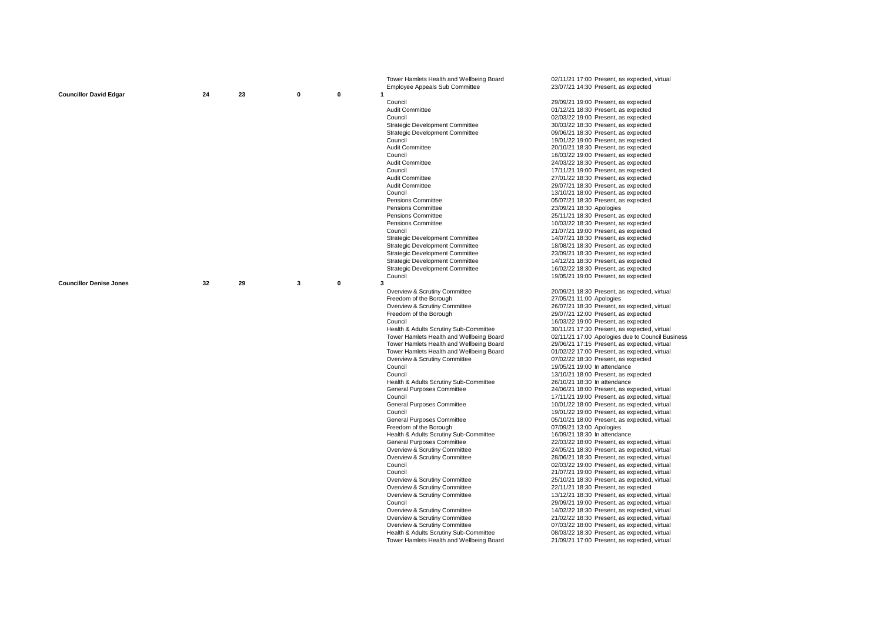| Councillor | Expected | Present | Apologies | Absent | Total Apologies/Absent | Meeting | Date/Time/Attendance |
|---|---|---|---|---|---|---|---|
| | | | | | | Tower Hamlets Health and Wellbeing Board | 02/11/21 17:00 Present, as expected, virtual |
| | | | | | | Employee Appeals Sub Committee | 23/07/21 14:30 Present, as expected |
| **Councillor David Edgar** | 24 | 23 | 0 | 0 | 1 | | |
| | | | | | | Council | 29/09/21 19:00 Present, as expected |
| | | | | | | Audit Committee | 01/12/21 18:30 Present, as expected |
| | | | | | | Council | 02/03/22 19:00 Present, as expected |
| | | | | | | Strategic Development Committee | 30/03/22 18:30 Present, as expected |
| | | | | | | Strategic Development Committee | 09/06/21 18:30 Present, as expected |
| | | | | | | Council | 19/01/22 19:00 Present, as expected |
| | | | | | | Audit Committee | 20/10/21 18:30 Present, as expected |
| | | | | | | Council | 16/03/22 19:00 Present, as expected |
| | | | | | | Audit Committee | 24/03/22 18:30 Present, as expected |
| | | | | | | Council | 17/11/21 19:00 Present, as expected |
| | | | | | | Audit Committee | 27/01/22 18:30 Present, as expected |
| | | | | | | Audit Committee | 29/07/21 18:30 Present, as expected |
| | | | | | | Council | 13/10/21 18:00 Present, as expected |
| | | | | | | Pensions Committee | 05/07/21 18:30 Present, as expected |
| | | | | | | Pensions Committee | 23/09/21 18:30 Apologies |
| | | | | | | Pensions Committee | 25/11/21 18:30 Present, as expected |
| | | | | | | Pensions Committee | 10/03/22 18:30 Present, as expected |
| | | | | | | Council | 21/07/21 19:00 Present, as expected |
| | | | | | | Strategic Development Committee | 14/07/21 18:30 Present, as expected |
| | | | | | | Strategic Development Committee | 18/08/21 18:30 Present, as expected |
| | | | | | | Strategic Development Committee | 23/09/21 18:30 Present, as expected |
| | | | | | | Strategic Development Committee | 14/12/21 18:30 Present, as expected |
| | | | | | | Strategic Development Committee | 16/02/22 18:30 Present, as expected |
| | | | | | | Council | 19/05/21 19:00 Present, as expected |
| **Councillor Denise Jones** | 32 | 29 | 3 | 0 | 3 | | |
| | | | | | | Overview & Scrutiny Committee | 20/09/21 18:30 Present, as expected, virtual |
| | | | | | | Freedom of the Borough | 27/05/21 11:00 Apologies |
| | | | | | | Overview & Scrutiny Committee | 26/07/21 18:30 Present, as expected, virtual |
| | | | | | | Freedom of the Borough | 29/07/21 12:00 Present, as expected |
| | | | | | | Council | 16/03/22 19:00 Present, as expected |
| | | | | | | Health & Adults Scrutiny Sub-Committee | 30/11/21 17:30 Present, as expected, virtual |
| | | | | | | Tower Hamlets Health and Wellbeing Board | 02/11/21 17:00 Apologies due to Council Business |
| | | | | | | Tower Hamlets Health and Wellbeing Board | 29/06/21 17:15 Present, as expected, virtual |
| | | | | | | Tower Hamlets Health and Wellbeing Board | 01/02/22 17:00 Present, as expected, virtual |
| | | | | | | Overview & Scrutiny Committee | 07/02/22 18:30 Present, as expected |
| | | | | | | Council | 19/05/21 19:00 In attendance |
| | | | | | | Council | 13/10/21 18:00 Present, as expected |
| | | | | | | Health & Adults Scrutiny Sub-Committee | 26/10/21 18:30 In attendance |
| | | | | | | General Purposes Committee | 24/06/21 18:00 Present, as expected, virtual |
| | | | | | | Council | 17/11/21 19:00 Present, as expected, virtual |
| | | | | | | General Purposes Committee | 10/01/22 18:00 Present, as expected, virtual |
| | | | | | | Council | 19/01/22 19:00 Present, as expected, virtual |
| | | | | | | General Purposes Committee | 05/10/21 18:00 Present, as expected, virtual |
| | | | | | | Freedom of the Borough | 07/09/21 13:00 Apologies |
| | | | | | | Health & Adults Scrutiny Sub-Committee | 16/09/21 18:30 In attendance |
| | | | | | | General Purposes Committee | 22/03/22 18:00 Present, as expected, virtual |
| | | | | | | Overview & Scrutiny Committee | 24/05/21 18:30 Present, as expected, virtual |
| | | | | | | Overview & Scrutiny Committee | 28/06/21 18:30 Present, as expected, virtual |
| | | | | | | Council | 02/03/22 19:00 Present, as expected, virtual |
| | | | | | | Council | 21/07/21 19:00 Present, as expected, virtual |
| | | | | | | Overview & Scrutiny Committee | 25/10/21 18:30 Present, as expected, virtual |
| | | | | | | Overview & Scrutiny Committee | 22/11/21 18:30 Present, as expected |
| | | | | | | Overview & Scrutiny Committee | 13/12/21 18:30 Present, as expected, virtual |
| | | | | | | Council | 29/09/21 19:00 Present, as expected, virtual |
| | | | | | | Overview & Scrutiny Committee | 14/02/22 18:30 Present, as expected, virtual |
| | | | | | | Overview & Scrutiny Committee | 21/02/22 18:30 Present, as expected, virtual |
| | | | | | | Overview & Scrutiny Committee | 07/03/22 18:00 Present, as expected, virtual |
| | | | | | | Health & Adults Scrutiny Sub-Committee | 08/03/22 18:30 Present, as expected, virtual |
| | | | | | | Tower Hamlets Health and Wellbeing Board | 21/09/21 17:00 Present, as expected, virtual |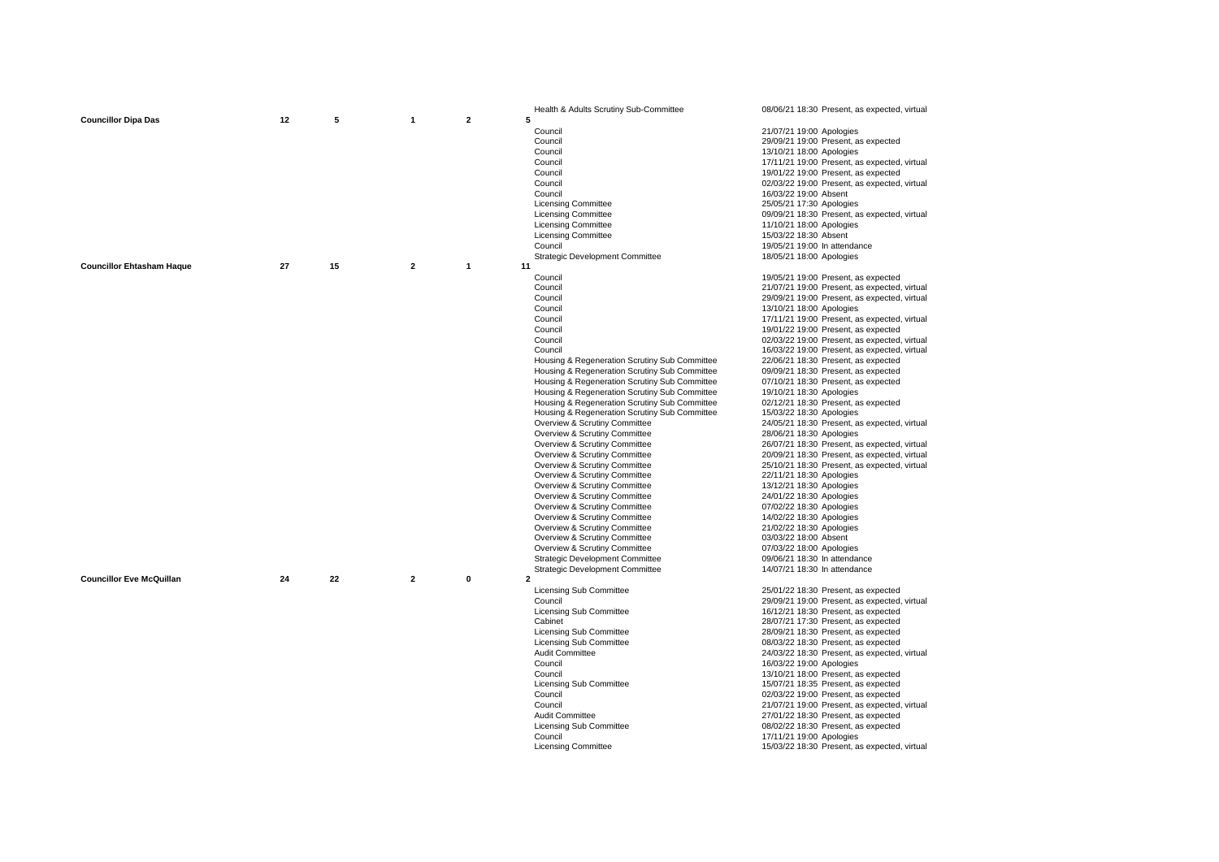| | | | | | | |
|---|---|---|---|---|---|---|
| | | | | | Health & Adults Scrutiny Sub-Committee | 08/06/21 18:30 Present, as expected, virtual |
| **Councillor Dipa Das** | 12 | 5 | 1 | 2 | 5 | |
| | | | | | Council | 21/07/21 19:00 Apologies |
| | | | | | Council | 29/09/21 19:00 Present, as expected |
| | | | | | Council | 13/10/21 18:00 Apologies |
| | | | | | Council | 17/11/21 19:00 Present, as expected, virtual |
| | | | | | Council | 19/01/22 19:00 Present, as expected |
| | | | | | Council | 02/03/22 19:00 Present, as expected, virtual |
| | | | | | Council | 16/03/22 19:00 Absent |
| | | | | | Licensing Committee | 25/05/21 17:30 Apologies |
| | | | | | Licensing Committee | 09/09/21 18:30 Present, as expected, virtual |
| | | | | | Licensing Committee | 11/10/21 18:00 Apologies |
| | | | | | Licensing Committee | 15/03/22 18:30 Absent |
| | | | | | Council | 19/05/21 19:00 In attendance |
| | | | | | Strategic Development Committee | 18/05/21 18:00 Apologies |
| **Councillor Ehtasham Haque** | 27 | 15 | 2 | 1 | 11 | |
| | | | | | Council | 19/05/21 19:00 Present, as expected |
| | | | | | Council | 21/07/21 19:00 Present, as expected, virtual |
| | | | | | Council | 29/09/21 19:00 Present, as expected, virtual |
| | | | | | Council | 13/10/21 18:00 Apologies |
| | | | | | Council | 17/11/21 19:00 Present, as expected, virtual |
| | | | | | Council | 19/01/22 19:00 Present, as expected |
| | | | | | Council | 02/03/22 19:00 Present, as expected, virtual |
| | | | | | Council | 16/03/22 19:00 Present, as expected, virtual |
| | | | | | Housing & Regeneration Scrutiny Sub Committee | 22/06/21 18:30 Present, as expected |
| | | | | | Housing & Regeneration Scrutiny Sub Committee | 09/09/21 18:30 Present, as expected |
| | | | | | Housing & Regeneration Scrutiny Sub Committee | 07/10/21 18:30 Present, as expected |
| | | | | | Housing & Regeneration Scrutiny Sub Committee | 19/10/21 18:30 Apologies |
| | | | | | Housing & Regeneration Scrutiny Sub Committee | 02/12/21 18:30 Present, as expected |
| | | | | | Housing & Regeneration Scrutiny Sub Committee | 15/03/22 18:30 Apologies |
| | | | | | Overview & Scrutiny Committee | 24/05/21 18:30 Present, as expected, virtual |
| | | | | | Overview & Scrutiny Committee | 28/06/21 18:30 Apologies |
| | | | | | Overview & Scrutiny Committee | 26/07/21 18:30 Present, as expected, virtual |
| | | | | | Overview & Scrutiny Committee | 20/09/21 18:30 Present, as expected, virtual |
| | | | | | Overview & Scrutiny Committee | 25/10/21 18:30 Present, as expected, virtual |
| | | | | | Overview & Scrutiny Committee | 22/11/21 18:30 Apologies |
| | | | | | Overview & Scrutiny Committee | 13/12/21 18:30 Apologies |
| | | | | | Overview & Scrutiny Committee | 24/01/22 18:30 Apologies |
| | | | | | Overview & Scrutiny Committee | 07/02/22 18:30 Apologies |
| | | | | | Overview & Scrutiny Committee | 14/02/22 18:30 Apologies |
| | | | | | Overview & Scrutiny Committee | 21/02/22 18:30 Apologies |
| | | | | | Overview & Scrutiny Committee | 03/03/22 18:00 Absent |
| | | | | | Overview & Scrutiny Committee | 07/03/22 18:00 Apologies |
| | | | | | Strategic Development Committee | 09/06/21 18:30 In attendance |
| | | | | | Strategic Development Committee | 14/07/21 18:30 In attendance |
| **Councillor Eve McQuillan** | 24 | 22 | 2 | 0 | 2 | |
| | | | | | Licensing Sub Committee | 25/01/22 18:30 Present, as expected |
| | | | | | Council | 29/09/21 19:00 Present, as expected, virtual |
| | | | | | Licensing Sub Committee | 16/12/21 18:30 Present, as expected |
| | | | | | Cabinet | 28/07/21 17:30 Present, as expected |
| | | | | | Licensing Sub Committee | 28/09/21 18:30 Present, as expected |
| | | | | | Licensing Sub Committee | 08/03/22 18:30 Present, as expected |
| | | | | | Audit Committee | 24/03/22 18:30 Present, as expected, virtual |
| | | | | | Council | 16/03/22 19:00 Apologies |
| | | | | | Council | 13/10/21 18:00 Present, as expected |
| | | | | | Licensing Sub Committee | 15/07/21 18:35 Present, as expected |
| | | | | | Council | 02/03/22 19:00 Present, as expected |
| | | | | | Council | 21/07/21 19:00 Present, as expected, virtual |
| | | | | | Audit Committee | 27/01/22 18:30 Present, as expected |
| | | | | | Licensing Sub Committee | 08/02/22 18:30 Present, as expected |
| | | | | | Council | 17/11/21 19:00 Apologies |
| | | | | | Licensing Committee | 15/03/22 18:30 Present, as expected, virtual |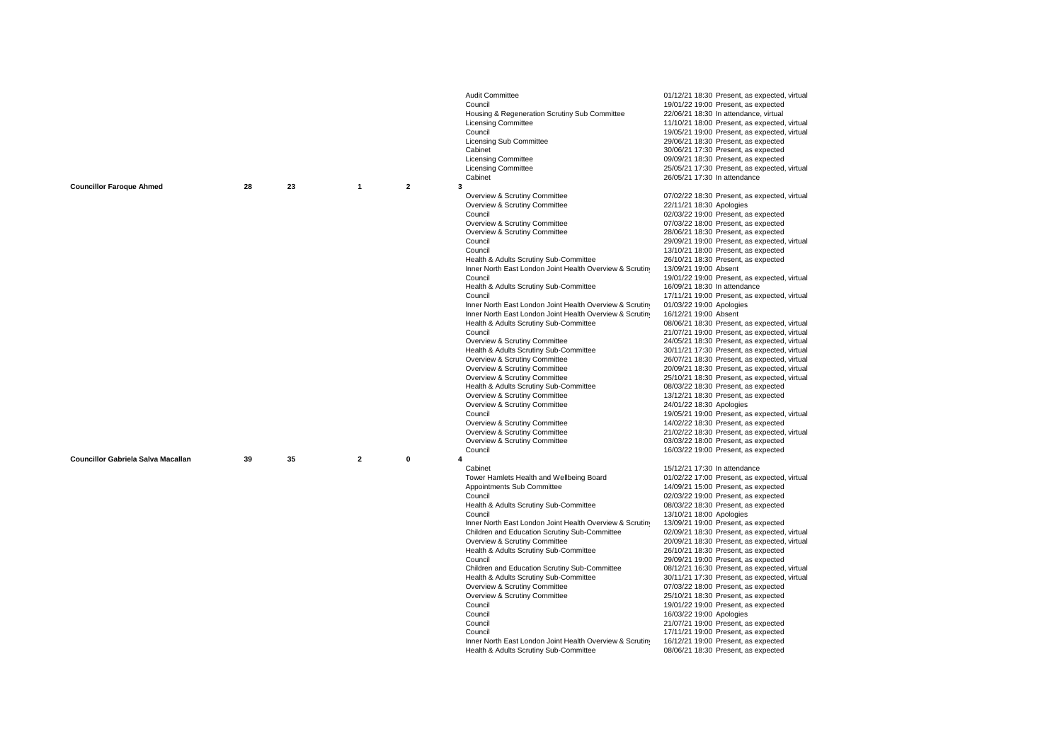| Councillor | | | | | | Meeting | Date / Attendance |
|---|---|---|---|---|---|---|---|
| | | | | | | Audit Committee | 01/12/21 18:30 Present, as expected, virtual |
| | | | | | | Council | 19/01/22 19:00 Present, as expected |
| | | | | | | Housing & Regeneration Scrutiny Sub Committee | 22/06/21 18:30 In attendance, virtual |
| | | | | | | Licensing Committee | 11/10/21 18:00 Present, as expected, virtual |
| | | | | | | Council | 19/05/21 19:00 Present, as expected, virtual |
| | | | | | | Licensing Sub Committee | 29/06/21 18:30 Present, as expected |
| | | | | | | Cabinet | 30/06/21 17:30 Present, as expected |
| | | | | | | Licensing Committee | 09/09/21 18:30 Present, as expected |
| | | | | | | Licensing Committee | 25/05/21 17:30 Present, as expected, virtual |
| | | | | | | Cabinet | 26/05/21 17:30 In attendance |
| **Councillor Faroque Ahmed** | 28 | 23 | 1 | 2 | 3 | | |
| | | | | | | Overview & Scrutiny Committee | 07/02/22 18:30 Present, as expected, virtual |
| | | | | | | Overview & Scrutiny Committee | 22/11/21 18:30 Apologies |
| | | | | | | Council | 02/03/22 19:00 Present, as expected |
| | | | | | | Overview & Scrutiny Committee | 07/03/22 18:00 Present, as expected |
| | | | | | | Overview & Scrutiny Committee | 28/06/21 18:30 Present, as expected |
| | | | | | | Council | 29/09/21 19:00 Present, as expected, virtual |
| | | | | | | Council | 13/10/21 18:00 Present, as expected |
| | | | | | | Health & Adults Scrutiny Sub-Committee | 26/10/21 18:30 Present, as expected |
| | | | | | | Inner North East London Joint Health Overview & Scrutiny | 13/09/21 19:00 Absent |
| | | | | | | Council | 19/01/22 19:00 Present, as expected, virtual |
| | | | | | | Health & Adults Scrutiny Sub-Committee | 16/09/21 18:30 In attendance |
| | | | | | | Council | 17/11/21 19:00 Present, as expected, virtual |
| | | | | | | Inner North East London Joint Health Overview & Scrutiny | 01/03/22 19:00 Apologies |
| | | | | | | Inner North East London Joint Health Overview & Scrutiny | 16/12/21 19:00 Absent |
| | | | | | | Health & Adults Scrutiny Sub-Committee | 08/06/21 18:30 Present, as expected, virtual |
| | | | | | | Council | 21/07/21 19:00 Present, as expected, virtual |
| | | | | | | Overview & Scrutiny Committee | 24/05/21 18:30 Present, as expected, virtual |
| | | | | | | Health & Adults Scrutiny Sub-Committee | 30/11/21 17:30 Present, as expected, virtual |
| | | | | | | Overview & Scrutiny Committee | 26/07/21 18:30 Present, as expected, virtual |
| | | | | | | Overview & Scrutiny Committee | 20/09/21 18:30 Present, as expected, virtual |
| | | | | | | Overview & Scrutiny Committee | 25/10/21 18:30 Present, as expected, virtual |
| | | | | | | Health & Adults Scrutiny Sub-Committee | 08/03/22 18:30 Present, as expected |
| | | | | | | Overview & Scrutiny Committee | 13/12/21 18:30 Present, as expected |
| | | | | | | Overview & Scrutiny Committee | 24/01/22 18:30 Apologies |
| | | | | | | Council | 19/05/21 19:00 Present, as expected, virtual |
| | | | | | | Overview & Scrutiny Committee | 14/02/22 18:30 Present, as expected |
| | | | | | | Overview & Scrutiny Committee | 21/02/22 18:30 Present, as expected, virtual |
| | | | | | | Overview & Scrutiny Committee | 03/03/22 18:00 Present, as expected |
| | | | | | | Council | 16/03/22 19:00 Present, as expected |
| **Councillor Gabriela Salva Macallan** | 39 | 35 | 2 | 0 | 4 | | |
| | | | | | | Cabinet | 15/12/21 17:30 In attendance |
| | | | | | | Tower Hamlets Health and Wellbeing Board | 01/02/22 17:00 Present, as expected, virtual |
| | | | | | | Appointments Sub Committee | 14/09/21 15:00 Present, as expected |
| | | | | | | Council | 02/03/22 19:00 Present, as expected |
| | | | | | | Health & Adults Scrutiny Sub-Committee | 08/03/22 18:30 Present, as expected |
| | | | | | | Council | 13/10/21 18:00 Apologies |
| | | | | | | Inner North East London Joint Health Overview & Scrutiny | 13/09/21 19:00 Present, as expected |
| | | | | | | Children and Education Scrutiny Sub-Committee | 02/09/21 18:30 Present, as expected, virtual |
| | | | | | | Overview & Scrutiny Committee | 20/09/21 18:30 Present, as expected, virtual |
| | | | | | | Health & Adults Scrutiny Sub-Committee | 26/10/21 18:30 Present, as expected |
| | | | | | | Council | 29/09/21 19:00 Present, as expected |
| | | | | | | Children and Education Scrutiny Sub-Committee | 08/12/21 16:30 Present, as expected, virtual |
| | | | | | | Health & Adults Scrutiny Sub-Committee | 30/11/21 17:30 Present, as expected, virtual |
| | | | | | | Overview & Scrutiny Committee | 07/03/22 18:00 Present, as expected |
| | | | | | | Overview & Scrutiny Committee | 25/10/21 18:30 Present, as expected |
| | | | | | | Council | 19/01/22 19:00 Present, as expected |
| | | | | | | Council | 16/03/22 19:00 Apologies |
| | | | | | | Council | 21/07/21 19:00 Present, as expected |
| | | | | | | Council | 17/11/21 19:00 Present, as expected |
| | | | | | | Inner North East London Joint Health Overview & Scrutiny | 16/12/21 19:00 Present, as expected |
| | | | | | | Health & Adults Scrutiny Sub-Committee | 08/06/21 18:30 Present, as expected |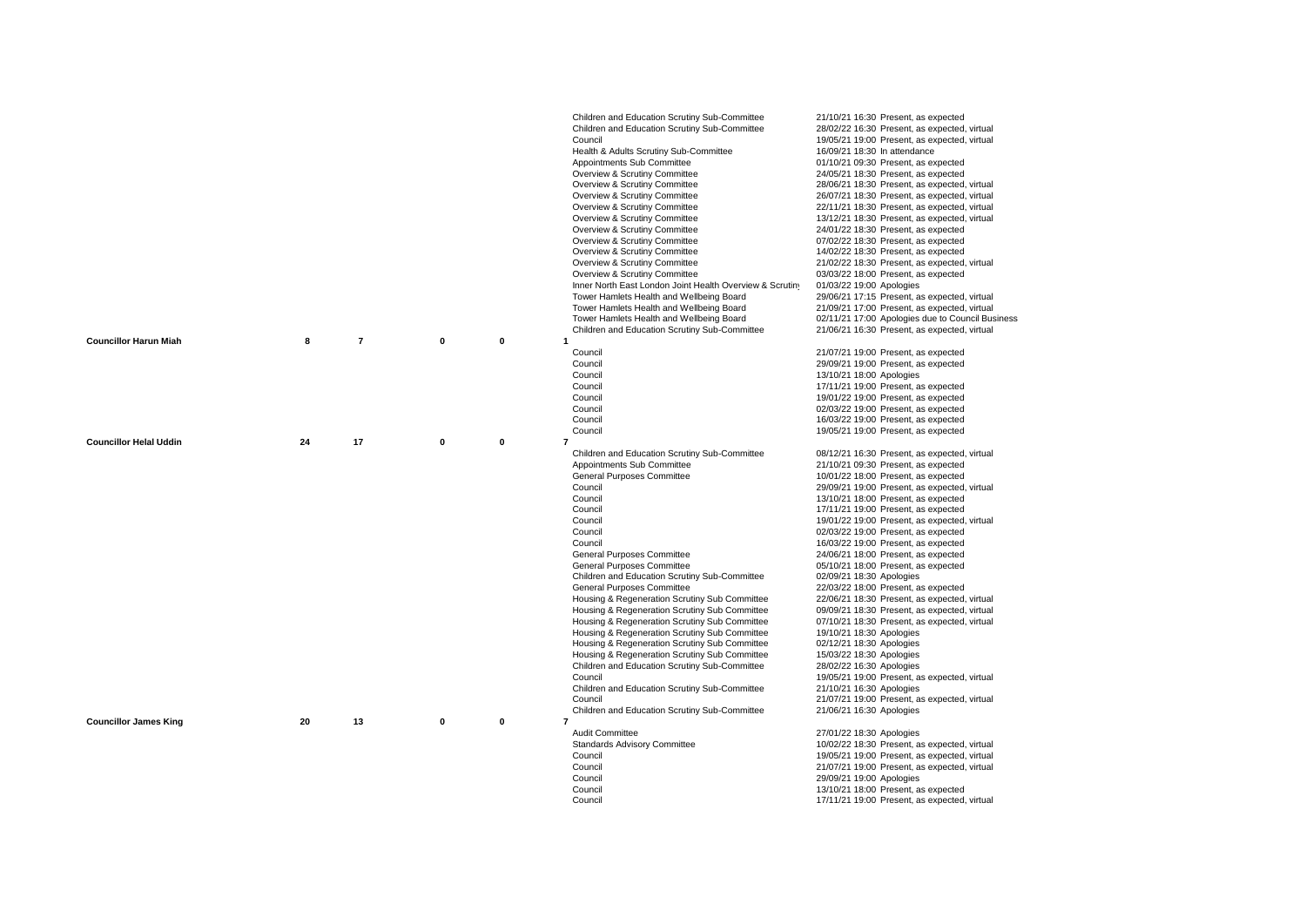| Councillor | | | | | | Meeting | Date/Time | Attendance |
|---|---|---|---|---|---|---|---|---|
| | | | | | | Children and Education Scrutiny Sub-Committee | 21/10/21 16:30 | Present, as expected |
| | | | | | | Children and Education Scrutiny Sub-Committee | 28/02/22 16:30 | Present, as expected, virtual |
| | | | | | | Council | 19/05/21 19:00 | Present, as expected, virtual |
| | | | | | | Health & Adults Scrutiny Sub-Committee | 16/09/21 18:30 | In attendance |
| | | | | | | Appointments Sub Committee | 01/10/21 09:30 | Present, as expected |
| | | | | | | Overview & Scrutiny Committee | 24/05/21 18:30 | Present, as expected |
| | | | | | | Overview & Scrutiny Committee | 28/06/21 18:30 | Present, as expected, virtual |
| | | | | | | Overview & Scrutiny Committee | 26/07/21 18:30 | Present, as expected, virtual |
| | | | | | | Overview & Scrutiny Committee | 22/11/21 18:30 | Present, as expected, virtual |
| | | | | | | Overview & Scrutiny Committee | 13/12/21 18:30 | Present, as expected, virtual |
| | | | | | | Overview & Scrutiny Committee | 24/01/22 18:30 | Present, as expected |
| | | | | | | Overview & Scrutiny Committee | 07/02/22 18:30 | Present, as expected |
| | | | | | | Overview & Scrutiny Committee | 14/02/22 18:30 | Present, as expected |
| | | | | | | Overview & Scrutiny Committee | 21/02/22 18:30 | Present, as expected, virtual |
| | | | | | | Overview & Scrutiny Committee | 03/03/22 18:00 | Present, as expected |
| | | | | | | Inner North East London Joint Health Overview & Scrutiny | 01/03/22 19:00 | Apologies |
| | | | | | | Tower Hamlets Health and Wellbeing Board | 29/06/21 17:15 | Present, as expected, virtual |
| | | | | | | Tower Hamlets Health and Wellbeing Board | 21/09/21 17:00 | Present, as expected, virtual |
| | | | | | | Tower Hamlets Health and Wellbeing Board | 02/11/21 17:00 | Apologies due to Council Business |
| | | | | | | Children and Education Scrutiny Sub-Committee | 21/06/21 16:30 | Present, as expected, virtual |
| **Councillor Harun Miah** | **8** | **7** | **0** | **0** | **1** | | | |
| | | | | | | Council | 21/07/21 19:00 | Present, as expected |
| | | | | | | Council | 29/09/21 19:00 | Present, as expected |
| | | | | | | Council | 13/10/21 18:00 | Apologies |
| | | | | | | Council | 17/11/21 19:00 | Present, as expected |
| | | | | | | Council | 19/01/22 19:00 | Present, as expected |
| | | | | | | Council | 02/03/22 19:00 | Present, as expected |
| | | | | | | Council | 16/03/22 19:00 | Present, as expected |
| | | | | | | Council | 19/05/21 19:00 | Present, as expected |
| **Councillor Helal Uddin** | **24** | **17** | **0** | **0** | **7** | | | |
| | | | | | | Children and Education Scrutiny Sub-Committee | 08/12/21 16:30 | Present, as expected, virtual |
| | | | | | | Appointments Sub Committee | 21/10/21 09:30 | Present, as expected |
| | | | | | | General Purposes Committee | 10/01/22 18:00 | Present, as expected |
| | | | | | | Council | 29/09/21 19:00 | Present, as expected, virtual |
| | | | | | | Council | 13/10/21 18:00 | Present, as expected |
| | | | | | | Council | 17/11/21 19:00 | Present, as expected |
| | | | | | | Council | 19/01/22 19:00 | Present, as expected, virtual |
| | | | | | | Council | 02/03/22 19:00 | Present, as expected |
| | | | | | | Council | 16/03/22 19:00 | Present, as expected |
| | | | | | | General Purposes Committee | 24/06/21 18:00 | Present, as expected |
| | | | | | | General Purposes Committee | 05/10/21 18:00 | Present, as expected |
| | | | | | | Children and Education Scrutiny Sub-Committee | 02/09/21 18:30 | Apologies |
| | | | | | | General Purposes Committee | 22/03/22 18:00 | Present, as expected |
| | | | | | | Housing & Regeneration Scrutiny Sub Committee | 22/06/21 18:30 | Present, as expected, virtual |
| | | | | | | Housing & Regeneration Scrutiny Sub Committee | 09/09/21 18:30 | Present, as expected, virtual |
| | | | | | | Housing & Regeneration Scrutiny Sub Committee | 07/10/21 18:30 | Present, as expected, virtual |
| | | | | | | Housing & Regeneration Scrutiny Sub Committee | 19/10/21 18:30 | Apologies |
| | | | | | | Housing & Regeneration Scrutiny Sub Committee | 02/12/21 18:30 | Apologies |
| | | | | | | Housing & Regeneration Scrutiny Sub Committee | 15/03/22 18:30 | Apologies |
| | | | | | | Children and Education Scrutiny Sub-Committee | 28/02/22 16:30 | Apologies |
| | | | | | | Council | 19/05/21 19:00 | Present, as expected, virtual |
| | | | | | | Children and Education Scrutiny Sub-Committee | 21/10/21 16:30 | Apologies |
| | | | | | | Council | 21/07/21 19:00 | Present, as expected, virtual |
| | | | | | | Children and Education Scrutiny Sub-Committee | 21/06/21 16:30 | Apologies |
| **Councillor James King** | **20** | **13** | **0** | **0** | **7** | | | |
| | | | | | | Audit Committee | 27/01/22 18:30 | Apologies |
| | | | | | | Standards Advisory Committee | 10/02/22 18:30 | Present, as expected, virtual |
| | | | | | | Council | 19/05/21 19:00 | Present, as expected, virtual |
| | | | | | | Council | 21/07/21 19:00 | Present, as expected, virtual |
| | | | | | | Council | 29/09/21 19:00 | Apologies |
| | | | | | | Council | 13/10/21 18:00 | Present, as expected |
| | | | | | | Council | 17/11/21 19:00 | Present, as expected, virtual |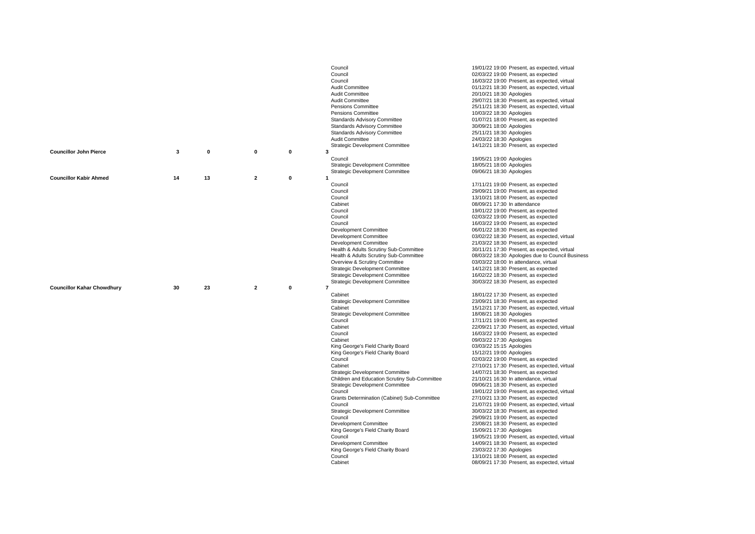| Name | | | | | | Meeting | Date / Attendance |
|---|---|---|---|---|---|---|---|
| | | | | | | Council | 19/01/22 19:00 Present, as expected, virtual |
| | | | | | | Council | 02/03/22 19:00 Present, as expected |
| | | | | | | Council | 16/03/22 19:00 Present, as expected, virtual |
| | | | | | | Audit Committee | 01/12/21 18:30 Present, as expected, virtual |
| | | | | | | Audit Committee | 20/10/21 18:30 Apologies |
| | | | | | | Audit Committee | 29/07/21 18:30 Present, as expected, virtual |
| | | | | | | Pensions Committee | 25/11/21 18:30 Present, as expected, virtual |
| | | | | | | Pensions Committee | 10/03/22 18:30 Apologies |
| | | | | | | Standards Advisory Committee | 01/07/21 18:00 Present, as expected |
| | | | | | | Standards Advisory Committee | 30/09/21 18:00 Apologies |
| | | | | | | Standards Advisory Committee | 25/11/21 18:30 Apologies |
| | | | | | | Audit Committee | 24/03/22 18:30 Apologies |
| | | | | | | Strategic Development Committee | 14/12/21 18:30 Present, as expected |
| **Councillor John Pierce** | **3** | **0** | **0** | **0** | **3** | | |
| | | | | | | Council | 19/05/21 19:00 Apologies |
| | | | | | | Strategic Development Committee | 18/05/21 18:00 Apologies |
| | | | | | | Strategic Development Committee | 09/06/21 18:30 Apologies |
| **Councillor Kabir Ahmed** | **14** | **13** | **2** | **0** | **1** | | |
| | | | | | | Council | 17/11/21 19:00 Present, as expected |
| | | | | | | Council | 29/09/21 19:00 Present, as expected |
| | | | | | | Council | 13/10/21 18:00 Present, as expected |
| | | | | | | Cabinet | 08/09/21 17:30 In attendance |
| | | | | | | Council | 19/01/22 19:00 Present, as expected |
| | | | | | | Council | 02/03/22 19:00 Present, as expected |
| | | | | | | Council | 16/03/22 19:00 Present, as expected |
| | | | | | | Development Committee | 06/01/22 18:30 Present, as expected |
| | | | | | | Development Committee | 03/02/22 18:30 Present, as expected, virtual |
| | | | | | | Development Committee | 21/03/22 18:30 Present, as expected |
| | | | | | | Health & Adults Scrutiny Sub-Committee | 30/11/21 17:30 Present, as expected, virtual |
| | | | | | | Health & Adults Scrutiny Sub-Committee | 08/03/22 18:30 Apologies due to Council Business |
| | | | | | | Overview & Scrutiny Committee | 03/03/22 18:00 In attendance, virtual |
| | | | | | | Strategic Development Committee | 14/12/21 18:30 Present, as expected |
| | | | | | | Strategic Development Committee | 16/02/22 18:30 Present, as expected |
| | | | | | | Strategic Development Committee | 30/03/22 18:30 Present, as expected |
| **Councillor Kahar Chowdhury** | **30** | **23** | **2** | **0** | **7** | | |
| | | | | | | Cabinet | 18/01/22 17:30 Present, as expected |
| | | | | | | Strategic Development Committee | 23/09/21 18:30 Present, as expected |
| | | | | | | Cabinet | 15/12/21 17:30 Present, as expected, virtual |
| | | | | | | Strategic Development Committee | 18/08/21 18:30 Apologies |
| | | | | | | Council | 17/11/21 19:00 Present, as expected |
| | | | | | | Cabinet | 22/09/21 17:30 Present, as expected, virtual |
| | | | | | | Council | 16/03/22 19:00 Present, as expected |
| | | | | | | Cabinet | 09/03/22 17:30 Apologies |
| | | | | | | King George's Field Charity Board | 03/03/22 15:15 Apologies |
| | | | | | | King George's Field Charity Board | 15/12/21 19:00 Apologies |
| | | | | | | Council | 02/03/22 19:00 Present, as expected |
| | | | | | | Cabinet | 27/10/21 17:30 Present, as expected, virtual |
| | | | | | | Strategic Development Committee | 14/07/21 18:30 Present, as expected |
| | | | | | | Children and Education Scrutiny Sub-Committee | 21/10/21 16:30 In attendance, virtual |
| | | | | | | Strategic Development Committee | 09/06/21 18:30 Present, as expected |
| | | | | | | Council | 19/01/22 19:00 Present, as expected, virtual |
| | | | | | | Grants Determination (Cabinet) Sub-Committee | 27/10/21 13:30 Present, as expected |
| | | | | | | Council | 21/07/21 19:00 Present, as expected, virtual |
| | | | | | | Strategic Development Committee | 30/03/22 18:30 Present, as expected |
| | | | | | | Council | 29/09/21 19:00 Present, as expected |
| | | | | | | Development Committee | 23/08/21 18:30 Present, as expected |
| | | | | | | King George's Field Charity Board | 15/09/21 17:30 Apologies |
| | | | | | | Council | 19/05/21 19:00 Present, as expected, virtual |
| | | | | | | Development Committee | 14/09/21 18:30 Present, as expected |
| | | | | | | King George's Field Charity Board | 23/03/22 17:30 Apologies |
| | | | | | | Council | 13/10/21 18:00 Present, as expected |
| | | | | | | Cabinet | 08/09/21 17:30 Present, as expected, virtual |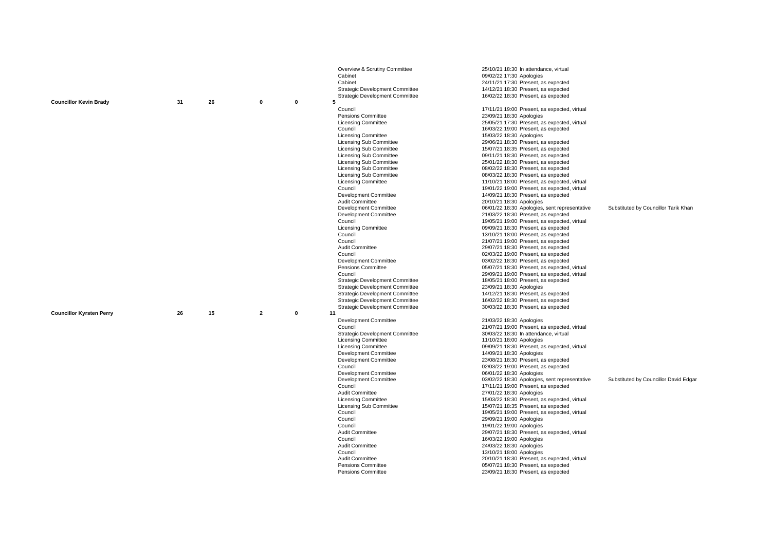| Councillor | | | | | | Meeting | Date/Time | Attendance | Substitute |
|---|---|---|---|---|---|---|---|---|---|
| | | | | | | Overview & Scrutiny Committee | 25/10/21 18:30 | In attendance, virtual | |
| | | | | | | Cabinet | 09/02/22 17:30 | Apologies | |
| | | | | | | Cabinet | 24/11/21 17:30 | Present, as expected | |
| | | | | | | Strategic Development Committee | 14/12/21 18:30 | Present, as expected | |
| | | | | | | Strategic Development Committee | 16/02/22 18:30 | Present, as expected | |
| **Councillor Kevin Brady** | 31 | 26 | 0 | 0 | 5 | | | | |
| | | | | | | Council | 17/11/21 19:00 | Present, as expected, virtual | |
| | | | | | | Pensions Committee | 23/09/21 18:30 | Apologies | |
| | | | | | | Licensing Committee | 25/05/21 17:30 | Present, as expected, virtual | |
| | | | | | | Council | 16/03/22 19:00 | Present, as expected | |
| | | | | | | Licensing Committee | 15/03/22 18:30 | Apologies | |
| | | | | | | Licensing Sub Committee | 29/06/21 18:30 | Present, as expected | |
| | | | | | | Licensing Sub Committee | 15/07/21 18:35 | Present, as expected | |
| | | | | | | Licensing Sub Committee | 09/11/21 18:30 | Present, as expected | |
| | | | | | | Licensing Sub Committee | 25/01/22 18:30 | Present, as expected | |
| | | | | | | Licensing Sub Committee | 08/02/22 18:30 | Present, as expected | |
| | | | | | | Licensing Sub Committee | 08/03/22 18:30 | Present, as expected | |
| | | | | | | Licensing Committee | 11/10/21 18:00 | Present, as expected, virtual | |
| | | | | | | Council | 19/01/22 19:00 | Present, as expected, virtual | |
| | | | | | | Development Committee | 14/09/21 18:30 | Present, as expected | |
| | | | | | | Audit Committee | 20/10/21 18:30 | Apologies | |
| | | | | | | Development Committee | 06/01/22 18:30 | Apologies, sent representative | Substituted by Councillor Tarik Khan |
| | | | | | | Development Committee | 21/03/22 18:30 | Present, as expected | |
| | | | | | | Council | 19/05/21 19:00 | Present, as expected, virtual | |
| | | | | | | Licensing Committee | 09/09/21 18:30 | Present, as expected | |
| | | | | | | Council | 13/10/21 18:00 | Present, as expected | |
| | | | | | | Council | 21/07/21 19:00 | Present, as expected | |
| | | | | | | Audit Committee | 29/07/21 18:30 | Present, as expected | |
| | | | | | | Council | 02/03/22 19:00 | Present, as expected | |
| | | | | | | Development Committee | 03/02/22 18:30 | Present, as expected | |
| | | | | | | Pensions Committee | 05/07/21 18:30 | Present, as expected, virtual | |
| | | | | | | Council | 29/09/21 19:00 | Present, as expected, virtual | |
| | | | | | | Strategic Development Committee | 18/05/21 18:00 | Present, as expected | |
| | | | | | | Strategic Development Committee | 23/09/21 18:30 | Apologies | |
| | | | | | | Strategic Development Committee | 14/12/21 18:30 | Present, as expected | |
| | | | | | | Strategic Development Committee | 16/02/22 18:30 | Present, as expected | |
| | | | | | | Strategic Development Committee | 30/03/22 18:30 | Present, as expected | |
| **Councillor Kyrsten Perry** | 26 | 15 | 2 | 0 | 11 | | | | |
| | | | | | | Development Committee | 21/03/22 18:30 | Apologies | |
| | | | | | | Council | 21/07/21 19:00 | Present, as expected, virtual | |
| | | | | | | Strategic Development Committee | 30/03/22 18:30 | In attendance, virtual | |
| | | | | | | Licensing Committee | 11/10/21 18:00 | Apologies | |
| | | | | | | Licensing Committee | 09/09/21 18:30 | Present, as expected, virtual | |
| | | | | | | Development Committee | 14/09/21 18:30 | Apologies | |
| | | | | | | Development Committee | 23/08/21 18:30 | Present, as expected | |
| | | | | | | Council | 02/03/22 19:00 | Present, as expected | |
| | | | | | | Development Committee | 06/01/22 18:30 | Apologies | |
| | | | | | | Development Committee | 03/02/22 18:30 | Apologies, sent representative | Substituted by Councillor David Edgar |
| | | | | | | Council | 17/11/21 19:00 | Present, as expected | |
| | | | | | | Audit Committee | 27/01/22 18:30 | Apologies | |
| | | | | | | Licensing Committee | 15/03/22 18:30 | Present, as expected, virtual | |
| | | | | | | Licensing Sub Committee | 15/07/21 18:35 | Present, as expected | |
| | | | | | | Council | 19/05/21 19:00 | Present, as expected, virtual | |
| | | | | | | Council | 29/09/21 19:00 | Apologies | |
| | | | | | | Council | 19/01/22 19:00 | Apologies | |
| | | | | | | Audit Committee | 29/07/21 18:30 | Present, as expected, virtual | |
| | | | | | | Council | 16/03/22 19:00 | Apologies | |
| | | | | | | Audit Committee | 24/03/22 18:30 | Apologies | |
| | | | | | | Council | 13/10/21 18:00 | Apologies | |
| | | | | | | Audit Committee | 20/10/21 18:30 | Present, as expected, virtual | |
| | | | | | | Pensions Committee | 05/07/21 18:30 | Present, as expected | |
| | | | | | | Pensions Committee | 23/09/21 18:30 | Present, as expected | |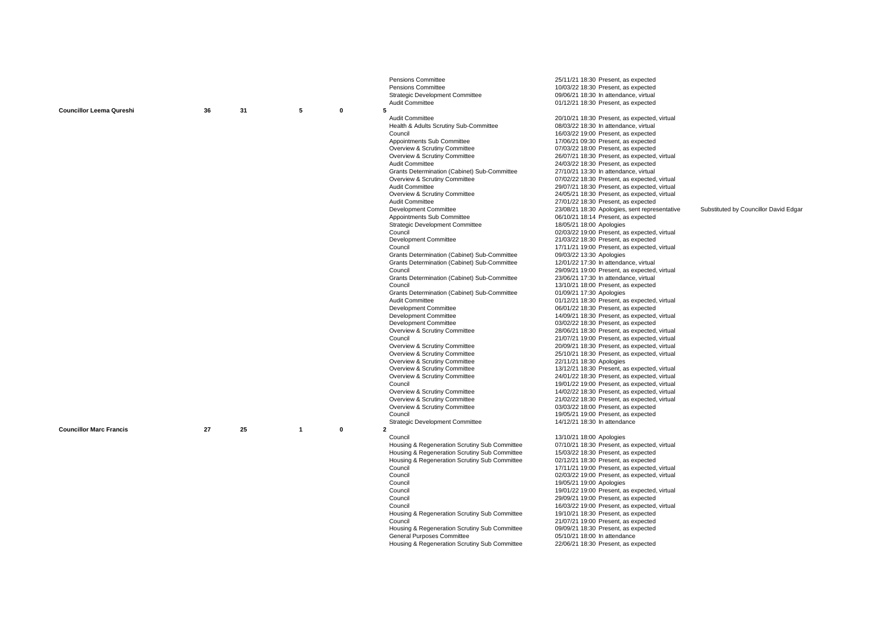| Councillor | | | | | | Committee | Meeting | Notes |
|---|---|---|---|---|---|---|---|---|
| | | | | | | Pensions Committee | 25/11/21 18:30 Present, as expected | |
| | | | | | | Pensions Committee | 10/03/22 18:30 Present, as expected | |
| | | | | | | Strategic Development Committee | 09/06/21 18:30 In attendance, virtual | |
| | | | | | | Audit Committee | 01/12/21 18:30 Present, as expected | |
| **Councillor Leema Qureshi** | **36** | **31** | **5** | **0** | **5** | | | |
| | | | | | | Audit Committee | 20/10/21 18:30 Present, as expected, virtual | |
| | | | | | | Health & Adults Scrutiny Sub-Committee | 08/03/22 18:30 In attendance, virtual | |
| | | | | | | Council | 16/03/22 19:00 Present, as expected | |
| | | | | | | Appointments Sub Committee | 17/06/21 09:30 Present, as expected | |
| | | | | | | Overview & Scrutiny Committee | 07/03/22 18:00 Present, as expected | |
| | | | | | | Overview & Scrutiny Committee | 26/07/21 18:30 Present, as expected, virtual | |
| | | | | | | Audit Committee | 24/03/22 18:30 Present, as expected | |
| | | | | | | Grants Determination (Cabinet) Sub-Committee | 27/10/21 13:30 In attendance, virtual | |
| | | | | | | Overview & Scrutiny Committee | 07/02/22 18:30 Present, as expected, virtual | |
| | | | | | | Audit Committee | 29/07/21 18:30 Present, as expected, virtual | |
| | | | | | | Overview & Scrutiny Committee | 24/05/21 18:30 Present, as expected, virtual | |
| | | | | | | Audit Committee | 27/01/22 18:30 Present, as expected | |
| | | | | | | Development Committee | 23/08/21 18:30 Apologies, sent representative | Substituted by Councillor David Edgar |
| | | | | | | Appointments Sub Committee | 06/10/21 18:14 Present, as expected | |
| | | | | | | Strategic Development Committee | 18/05/21 18:00 Apologies | |
| | | | | | | Council | 02/03/22 19:00 Present, as expected, virtual | |
| | | | | | | Development Committee | 21/03/22 18:30 Present, as expected | |
| | | | | | | Council | 17/11/21 19:00 Present, as expected, virtual | |
| | | | | | | Grants Determination (Cabinet) Sub-Committee | 09/03/22 13:30 Apologies | |
| | | | | | | Grants Determination (Cabinet) Sub-Committee | 12/01/22 17:30 In attendance, virtual | |
| | | | | | | Council | 29/09/21 19:00 Present, as expected, virtual | |
| | | | | | | Grants Determination (Cabinet) Sub-Committee | 23/06/21 17:30 In attendance, virtual | |
| | | | | | | Council | 13/10/21 18:00 Present, as expected | |
| | | | | | | Grants Determination (Cabinet) Sub-Committee | 01/09/21 17:30 Apologies | |
| | | | | | | Audit Committee | 01/12/21 18:30 Present, as expected, virtual | |
| | | | | | | Development Committee | 06/01/22 18:30 Present, as expected | |
| | | | | | | Development Committee | 14/09/21 18:30 Present, as expected, virtual | |
| | | | | | | Development Committee | 03/02/22 18:30 Present, as expected | |
| | | | | | | Overview & Scrutiny Committee | 28/06/21 18:30 Present, as expected, virtual | |
| | | | | | | Council | 21/07/21 19:00 Present, as expected, virtual | |
| | | | | | | Overview & Scrutiny Committee | 20/09/21 18:30 Present, as expected, virtual | |
| | | | | | | Overview & Scrutiny Committee | 25/10/21 18:30 Present, as expected, virtual | |
| | | | | | | Overview & Scrutiny Committee | 22/11/21 18:30 Apologies | |
| | | | | | | Overview & Scrutiny Committee | 13/12/21 18:30 Present, as expected, virtual | |
| | | | | | | Overview & Scrutiny Committee | 24/01/22 18:30 Present, as expected, virtual | |
| | | | | | | Council | 19/01/22 19:00 Present, as expected, virtual | |
| | | | | | | Overview & Scrutiny Committee | 14/02/22 18:30 Present, as expected, virtual | |
| | | | | | | Overview & Scrutiny Committee | 21/02/22 18:30 Present, as expected, virtual | |
| | | | | | | Overview & Scrutiny Committee | 03/03/22 18:00 Present, as expected | |
| | | | | | | Council | 19/05/21 19:00 Present, as expected | |
| | | | | | | Strategic Development Committee | 14/12/21 18:30 In attendance | |
| **Councillor Marc Francis** | **27** | **25** | **1** | **0** | **2** | | | |
| | | | | | | Council | 13/10/21 18:00 Apologies | |
| | | | | | | Housing & Regeneration Scrutiny Sub Committee | 07/10/21 18:30 Present, as expected, virtual | |
| | | | | | | Housing & Regeneration Scrutiny Sub Committee | 15/03/22 18:30 Present, as expected | |
| | | | | | | Housing & Regeneration Scrutiny Sub Committee | 02/12/21 18:30 Present, as expected | |
| | | | | | | Council | 17/11/21 19:00 Present, as expected, virtual | |
| | | | | | | Council | 02/03/22 19:00 Present, as expected, virtual | |
| | | | | | | Council | 19/05/21 19:00 Apologies | |
| | | | | | | Council | 19/01/22 19:00 Present, as expected, virtual | |
| | | | | | | Council | 29/09/21 19:00 Present, as expected | |
| | | | | | | Council | 16/03/22 19:00 Present, as expected, virtual | |
| | | | | | | Housing & Regeneration Scrutiny Sub Committee | 19/10/21 18:30 Present, as expected | |
| | | | | | | Council | 21/07/21 19:00 Present, as expected | |
| | | | | | | Housing & Regeneration Scrutiny Sub Committee | 09/09/21 18:30 Present, as expected | |
| | | | | | | General Purposes Committee | 05/10/21 18:00 In attendance | |
| | | | | | | Housing & Regeneration Scrutiny Sub Committee | 22/06/21 18:30 Present, as expected | |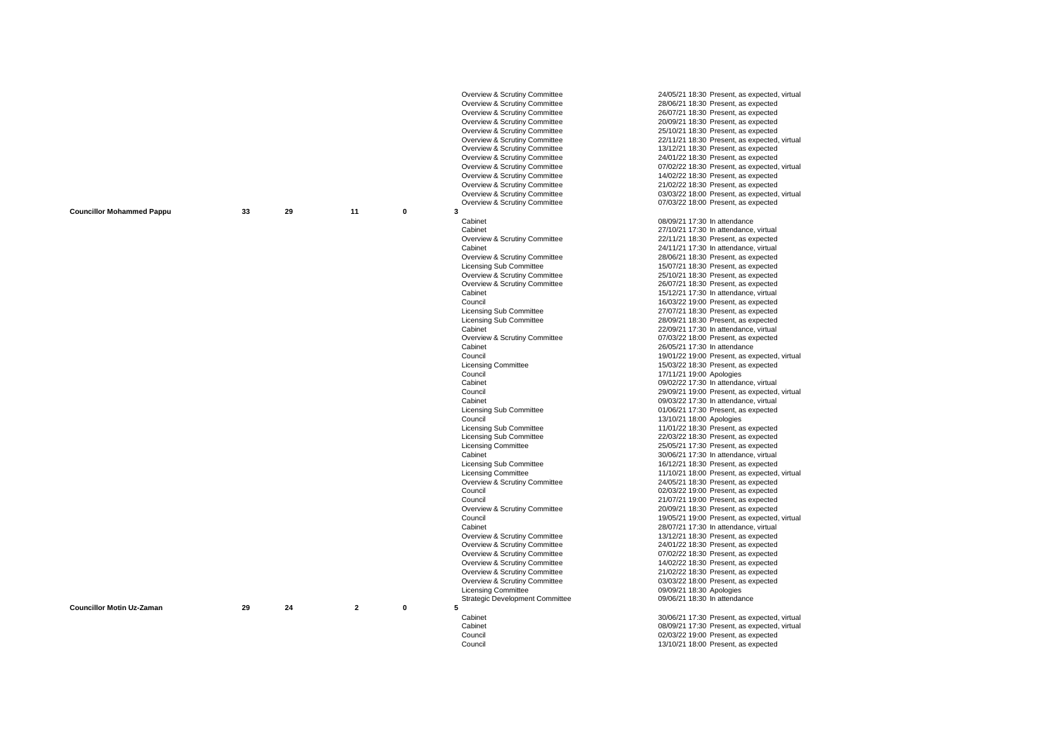| | | | | | | | | |
|---|---|---|---|---|---|---|---|---|
| | | | | | | Overview & Scrutiny Committee | 24/05/21 18:30 | Present, as expected, virtual |
| | | | | | | Overview & Scrutiny Committee | 28/06/21 18:30 | Present, as expected |
| | | | | | | Overview & Scrutiny Committee | 26/07/21 18:30 | Present, as expected |
| | | | | | | Overview & Scrutiny Committee | 20/09/21 18:30 | Present, as expected |
| | | | | | | Overview & Scrutiny Committee | 25/10/21 18:30 | Present, as expected |
| | | | | | | Overview & Scrutiny Committee | 22/11/21 18:30 | Present, as expected, virtual |
| | | | | | | Overview & Scrutiny Committee | 13/12/21 18:30 | Present, as expected |
| | | | | | | Overview & Scrutiny Committee | 24/01/22 18:30 | Present, as expected |
| | | | | | | Overview & Scrutiny Committee | 07/02/22 18:30 | Present, as expected, virtual |
| | | | | | | Overview & Scrutiny Committee | 14/02/22 18:30 | Present, as expected |
| | | | | | | Overview & Scrutiny Committee | 21/02/22 18:30 | Present, as expected |
| | | | | | | Overview & Scrutiny Committee | 03/03/22 18:00 | Present, as expected, virtual |
| | | | | | | Overview & Scrutiny Committee | 07/03/22 18:00 | Present, as expected |
| **Councillor Mohammed Pappu** | **33** | **29** | **11** | **0** | **3** | | | |
| | | | | | | Cabinet | 08/09/21 17:30 | In attendance |
| | | | | | | Cabinet | 27/10/21 17:30 | In attendance, virtual |
| | | | | | | Overview & Scrutiny Committee | 22/11/21 18:30 | Present, as expected |
| | | | | | | Cabinet | 24/11/21 17:30 | In attendance, virtual |
| | | | | | | Overview & Scrutiny Committee | 28/06/21 18:30 | Present, as expected |
| | | | | | | Licensing Sub Committee | 15/07/21 18:30 | Present, as expected |
| | | | | | | Overview & Scrutiny Committee | 25/10/21 18:30 | Present, as expected |
| | | | | | | Overview & Scrutiny Committee | 26/07/21 18:30 | Present, as expected |
| | | | | | | Cabinet | 15/12/21 17:30 | In attendance, virtual |
| | | | | | | Council | 16/03/22 19:00 | Present, as expected |
| | | | | | | Licensing Sub Committee | 27/07/21 18:30 | Present, as expected |
| | | | | | | Licensing Sub Committee | 28/09/21 18:30 | Present, as expected |
| | | | | | | Cabinet | 22/09/21 17:30 | In attendance, virtual |
| | | | | | | Overview & Scrutiny Committee | 07/03/22 18:00 | Present, as expected |
| | | | | | | Cabinet | 26/05/21 17:30 | In attendance |
| | | | | | | Council | 19/01/22 19:00 | Present, as expected, virtual |
| | | | | | | Licensing Committee | 15/03/22 18:30 | Present, as expected |
| | | | | | | Council | 17/11/21 19:00 | Apologies |
| | | | | | | Cabinet | 09/02/22 17:30 | In attendance, virtual |
| | | | | | | Council | 29/09/21 19:00 | Present, as expected, virtual |
| | | | | | | Cabinet | 09/03/22 17:30 | In attendance, virtual |
| | | | | | | Licensing Sub Committee | 01/06/21 17:30 | Present, as expected |
| | | | | | | Council | 13/10/21 18:00 | Apologies |
| | | | | | | Licensing Sub Committee | 11/01/22 18:30 | Present, as expected |
| | | | | | | Licensing Sub Committee | 22/03/22 18:30 | Present, as expected |
| | | | | | | Licensing Committee | 25/05/21 17:30 | Present, as expected |
| | | | | | | Cabinet | 30/06/21 17:30 | In attendance, virtual |
| | | | | | | Licensing Sub Committee | 16/12/21 18:30 | Present, as expected |
| | | | | | | Licensing Committee | 11/10/21 18:00 | Present, as expected, virtual |
| | | | | | | Overview & Scrutiny Committee | 24/05/21 18:30 | Present, as expected |
| | | | | | | Council | 02/03/22 19:00 | Present, as expected |
| | | | | | | Council | 21/07/21 19:00 | Present, as expected |
| | | | | | | Overview & Scrutiny Committee | 20/09/21 18:30 | Present, as expected |
| | | | | | | Council | 19/05/21 19:00 | Present, as expected, virtual |
| | | | | | | Cabinet | 28/07/21 17:30 | In attendance, virtual |
| | | | | | | Overview & Scrutiny Committee | 13/12/21 18:30 | Present, as expected |
| | | | | | | Overview & Scrutiny Committee | 24/01/22 18:30 | Present, as expected |
| | | | | | | Overview & Scrutiny Committee | 07/02/22 18:30 | Present, as expected |
| | | | | | | Overview & Scrutiny Committee | 14/02/22 18:30 | Present, as expected |
| | | | | | | Overview & Scrutiny Committee | 21/02/22 18:30 | Present, as expected |
| | | | | | | Overview & Scrutiny Committee | 03/03/22 18:00 | Present, as expected |
| | | | | | | Licensing Committee | 09/09/21 18:30 | Apologies |
| | | | | | | Strategic Development Committee | 09/06/21 18:30 | In attendance |
| **Councillor Motin Uz-Zaman** | **29** | **24** | **2** | **0** | **5** | | | |
| | | | | | | Cabinet | 30/06/21 17:30 | Present, as expected, virtual |
| | | | | | | Cabinet | 08/09/21 17:30 | Present, as expected, virtual |
| | | | | | | Council | 02/03/22 19:00 | Present, as expected |
| | | | | | | Council | 13/10/21 18:00 | Present, as expected |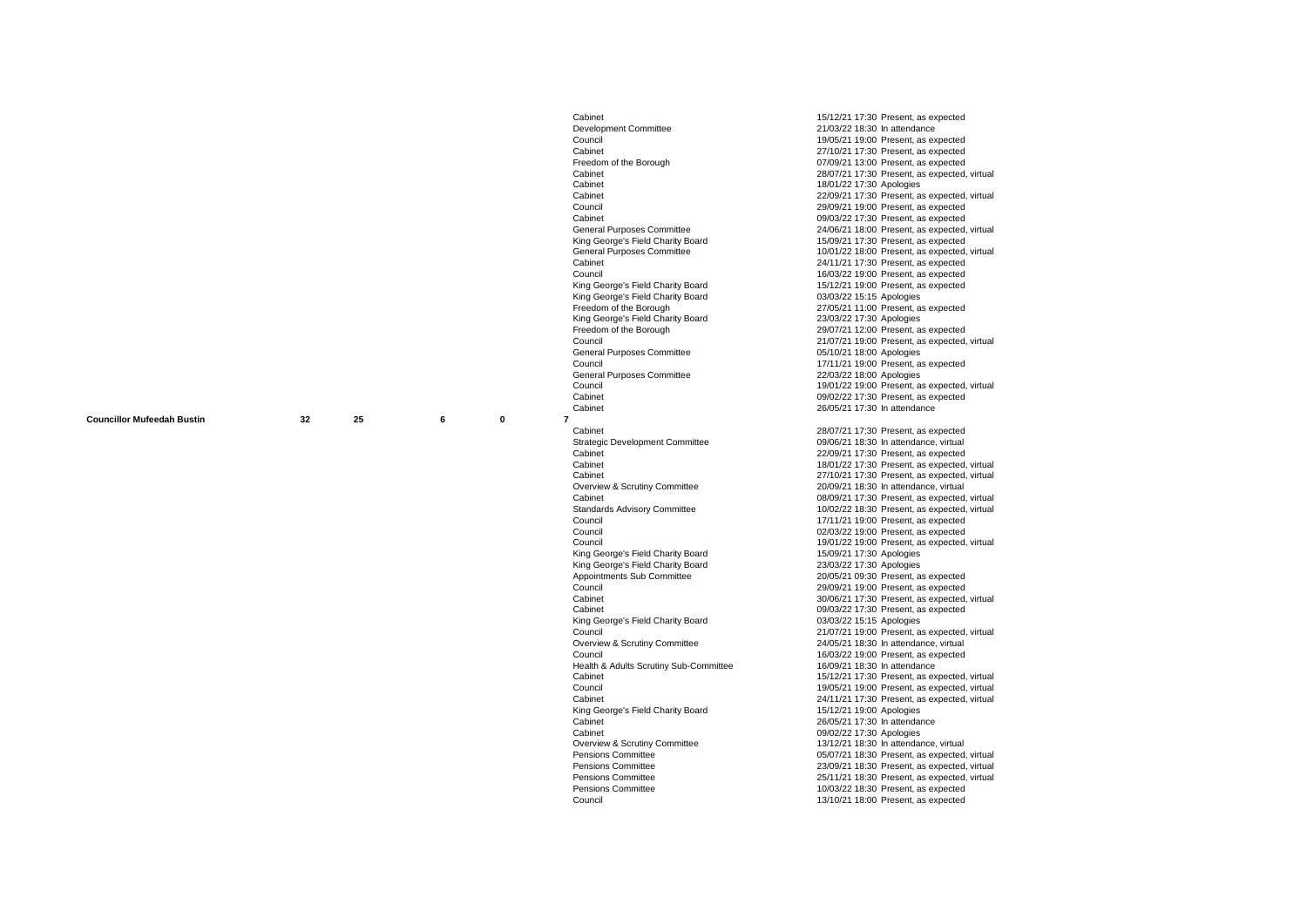| Councillor | | | | | | Meeting | Date | Attendance |
|---|---|---|---|---|---|---|---|---|
| | | | | | | Cabinet | 15/12/21 17:30 | Present, as expected |
| | | | | | | Development Committee | 21/03/22 18:30 | In attendance |
| | | | | | | Council | 19/05/21 19:00 | Present, as expected |
| | | | | | | Cabinet | 27/10/21 17:30 | Present, as expected |
| | | | | | | Freedom of the Borough | 07/09/21 13:00 | Present, as expected |
| | | | | | | Cabinet | 28/07/21 17:30 | Present, as expected, virtual |
| | | | | | | Cabinet | 18/01/22 17:30 | Apologies |
| | | | | | | Cabinet | 22/09/21 17:30 | Present, as expected, virtual |
| | | | | | | Council | 29/09/21 19:00 | Present, as expected |
| | | | | | | Cabinet | 09/03/22 17:30 | Present, as expected |
| | | | | | | General Purposes Committee | 24/06/21 18:00 | Present, as expected, virtual |
| | | | | | | King George's Field Charity Board | 15/09/21 17:30 | Present, as expected |
| | | | | | | General Purposes Committee | 10/01/22 18:00 | Present, as expected, virtual |
| | | | | | | Cabinet | 24/11/21 17:30 | Present, as expected |
| | | | | | | Council | 16/03/22 19:00 | Present, as expected |
| | | | | | | King George's Field Charity Board | 15/12/21 19:00 | Present, as expected |
| | | | | | | King George's Field Charity Board | 03/03/22 15:15 | Apologies |
| | | | | | | Freedom of the Borough | 27/05/21 11:00 | Present, as expected |
| | | | | | | King George's Field Charity Board | 23/03/22 17:30 | Apologies |
| | | | | | | Freedom of the Borough | 29/07/21 12:00 | Present, as expected |
| | | | | | | Council | 21/07/21 19:00 | Present, as expected, virtual |
| | | | | | | General Purposes Committee | 05/10/21 18:00 | Apologies |
| | | | | | | Council | 17/11/21 19:00 | Present, as expected |
| | | | | | | General Purposes Committee | 22/03/22 18:00 | Apologies |
| | | | | | | Council | 19/01/22 19:00 | Present, as expected, virtual |
| | | | | | | Cabinet | 09/02/22 17:30 | Present, as expected |
| | | | | | | Cabinet | 26/05/21 17:30 | In attendance |
| **Councillor Mufeedah Bustin** | 32 | 25 | 6 | 0 | 7 | | | |
| | | | | | | Cabinet | 28/07/21 17:30 | Present, as expected |
| | | | | | | Strategic Development Committee | 09/06/21 18:30 | In attendance, virtual |
| | | | | | | Cabinet | 22/09/21 17:30 | Present, as expected |
| | | | | | | Cabinet | 18/01/22 17:30 | Present, as expected, virtual |
| | | | | | | Cabinet | 27/10/21 17:30 | Present, as expected, virtual |
| | | | | | | Overview & Scrutiny Committee | 20/09/21 18:30 | In attendance, virtual |
| | | | | | | Cabinet | 08/09/21 17:30 | Present, as expected, virtual |
| | | | | | | Standards Advisory Committee | 10/02/22 18:30 | Present, as expected, virtual |
| | | | | | | Council | 17/11/21 19:00 | Present, as expected |
| | | | | | | Council | 02/03/22 19:00 | Present, as expected |
| | | | | | | Council | 19/01/22 19:00 | Present, as expected, virtual |
| | | | | | | King George's Field Charity Board | 15/09/21 17:30 | Apologies |
| | | | | | | King George's Field Charity Board | 23/03/22 17:30 | Apologies |
| | | | | | | Appointments Sub Committee | 20/05/21 09:30 | Present, as expected |
| | | | | | | Council | 29/09/21 19:00 | Present, as expected |
| | | | | | | Cabinet | 30/06/21 17:30 | Present, as expected, virtual |
| | | | | | | Cabinet | 09/03/22 17:30 | Present, as expected |
| | | | | | | King George's Field Charity Board | 03/03/22 15:15 | Apologies |
| | | | | | | Council | 21/07/21 19:00 | Present, as expected, virtual |
| | | | | | | Overview & Scrutiny Committee | 24/05/21 18:30 | In attendance, virtual |
| | | | | | | Council | 16/03/22 19:00 | Present, as expected |
| | | | | | | Health & Adults Scrutiny Sub-Committee | 16/09/21 18:30 | In attendance |
| | | | | | | Cabinet | 15/12/21 17:30 | Present, as expected, virtual |
| | | | | | | Council | 19/05/21 19:00 | Present, as expected, virtual |
| | | | | | | Cabinet | 24/11/21 17:30 | Present, as expected, virtual |
| | | | | | | King George's Field Charity Board | 15/12/21 19:00 | Apologies |
| | | | | | | Cabinet | 26/05/21 17:30 | In attendance |
| | | | | | | Cabinet | 09/02/22 17:30 | Apologies |
| | | | | | | Overview & Scrutiny Committee | 13/12/21 18:30 | In attendance, virtual |
| | | | | | | Pensions Committee | 05/07/21 18:30 | Present, as expected, virtual |
| | | | | | | Pensions Committee | 23/09/21 18:30 | Present, as expected, virtual |
| | | | | | | Pensions Committee | 25/11/21 18:30 | Present, as expected, virtual |
| | | | | | | Pensions Committee | 10/03/22 18:30 | Present, as expected |
| | | | | | | Council | 13/10/21 18:00 | Present, as expected |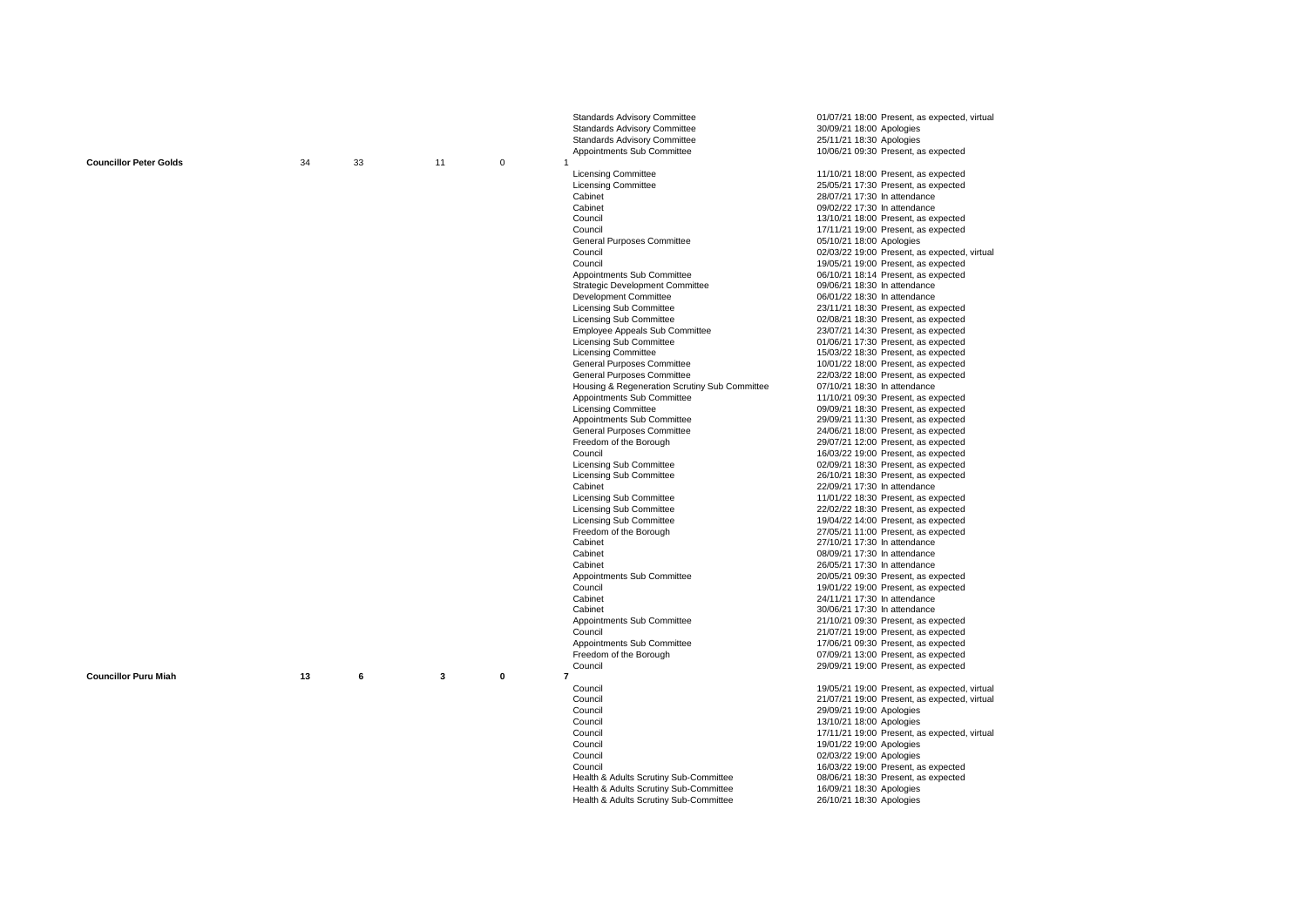| Councillor | | | | | Meeting | Date / Time | Attendance |
|---|---|---|---|---|---|---|---|
| | | | | | Standards Advisory Committee | 01/07/21 18:00 | Present, as expected, virtual |
| | | | | | Standards Advisory Committee | 30/09/21 18:00 | Apologies |
| | | | | | Standards Advisory Committee | 25/11/21 18:30 | Apologies |
| | | | | | Appointments Sub Committee | 10/06/21 09:30 | Present, as expected |
| **Councillor Peter Golds** | 34 | 33 | 11 | 0 | 1 | | |
| | | | | | Licensing Committee | 11/10/21 18:00 | Present, as expected |
| | | | | | Licensing Committee | 25/05/21 17:30 | Present, as expected |
| | | | | | Cabinet | 28/07/21 17:30 | In attendance |
| | | | | | Cabinet | 09/02/22 17:30 | In attendance |
| | | | | | Council | 13/10/21 18:00 | Present, as expected |
| | | | | | Council | 17/11/21 19:00 | Present, as expected |
| | | | | | General Purposes Committee | 05/10/21 18:00 | Apologies |
| | | | | | Council | 02/03/22 19:00 | Present, as expected, virtual |
| | | | | | Council | 19/05/21 19:00 | Present, as expected |
| | | | | | Appointments Sub Committee | 06/10/21 18:14 | Present, as expected |
| | | | | | Strategic Development Committee | 09/06/21 18:30 | In attendance |
| | | | | | Development Committee | 06/01/22 18:30 | In attendance |
| | | | | | Licensing Sub Committee | 23/11/21 18:30 | Present, as expected |
| | | | | | Licensing Sub Committee | 02/08/21 18:30 | Present, as expected |
| | | | | | Employee Appeals Sub Committee | 23/07/21 14:30 | Present, as expected |
| | | | | | Licensing Sub Committee | 01/06/21 17:30 | Present, as expected |
| | | | | | Licensing Committee | 15/03/22 18:30 | Present, as expected |
| | | | | | General Purposes Committee | 10/01/22 18:00 | Present, as expected |
| | | | | | General Purposes Committee | 22/03/22 18:00 | Present, as expected |
| | | | | | Housing & Regeneration Scrutiny Sub Committee | 07/10/21 18:30 | In attendance |
| | | | | | Appointments Sub Committee | 11/10/21 09:30 | Present, as expected |
| | | | | | Licensing Committee | 09/09/21 18:30 | Present, as expected |
| | | | | | Appointments Sub Committee | 29/09/21 11:30 | Present, as expected |
| | | | | | General Purposes Committee | 24/06/21 18:00 | Present, as expected |
| | | | | | Freedom of the Borough | 29/07/21 12:00 | Present, as expected |
| | | | | | Council | 16/03/22 19:00 | Present, as expected |
| | | | | | Licensing Sub Committee | 02/09/21 18:30 | Present, as expected |
| | | | | | Licensing Sub Committee | 26/10/21 18:30 | Present, as expected |
| | | | | | Cabinet | 22/09/21 17:30 | In attendance |
| | | | | | Licensing Sub Committee | 11/01/22 18:30 | Present, as expected |
| | | | | | Licensing Sub Committee | 22/02/22 18:30 | Present, as expected |
| | | | | | Licensing Sub Committee | 19/04/22 14:00 | Present, as expected |
| | | | | | Freedom of the Borough | 27/05/21 11:00 | Present, as expected |
| | | | | | Cabinet | 27/10/21 17:30 | In attendance |
| | | | | | Cabinet | 08/09/21 17:30 | In attendance |
| | | | | | Cabinet | 26/05/21 17:30 | In attendance |
| | | | | | Appointments Sub Committee | 20/05/21 09:30 | Present, as expected |
| | | | | | Council | 19/01/22 19:00 | Present, as expected |
| | | | | | Cabinet | 24/11/21 17:30 | In attendance |
| | | | | | Cabinet | 30/06/21 17:30 | In attendance |
| | | | | | Appointments Sub Committee | 21/10/21 09:30 | Present, as expected |
| | | | | | Council | 21/07/21 19:00 | Present, as expected |
| | | | | | Appointments Sub Committee | 17/06/21 09:30 | Present, as expected |
| | | | | | Freedom of the Borough | 07/09/21 13:00 | Present, as expected |
| | | | | | Council | 29/09/21 19:00 | Present, as expected |
| **Councillor Puru Miah** | **13** | **6** | **3** | **0** | **7** | | |
| | | | | | Council | 19/05/21 19:00 | Present, as expected, virtual |
| | | | | | Council | 21/07/21 19:00 | Present, as expected, virtual |
| | | | | | Council | 29/09/21 19:00 | Apologies |
| | | | | | Council | 13/10/21 18:00 | Apologies |
| | | | | | Council | 17/11/21 19:00 | Present, as expected, virtual |
| | | | | | Council | 19/01/22 19:00 | Apologies |
| | | | | | Council | 02/03/22 19:00 | Apologies |
| | | | | | Council | 16/03/22 19:00 | Present, as expected |
| | | | | | Health & Adults Scrutiny Sub-Committee | 08/06/21 18:30 | Present, as expected |
| | | | | | Health & Adults Scrutiny Sub-Committee | 16/09/21 18:30 | Apologies |
| | | | | | Health & Adults Scrutiny Sub-Committee | 26/10/21 18:30 | Apologies |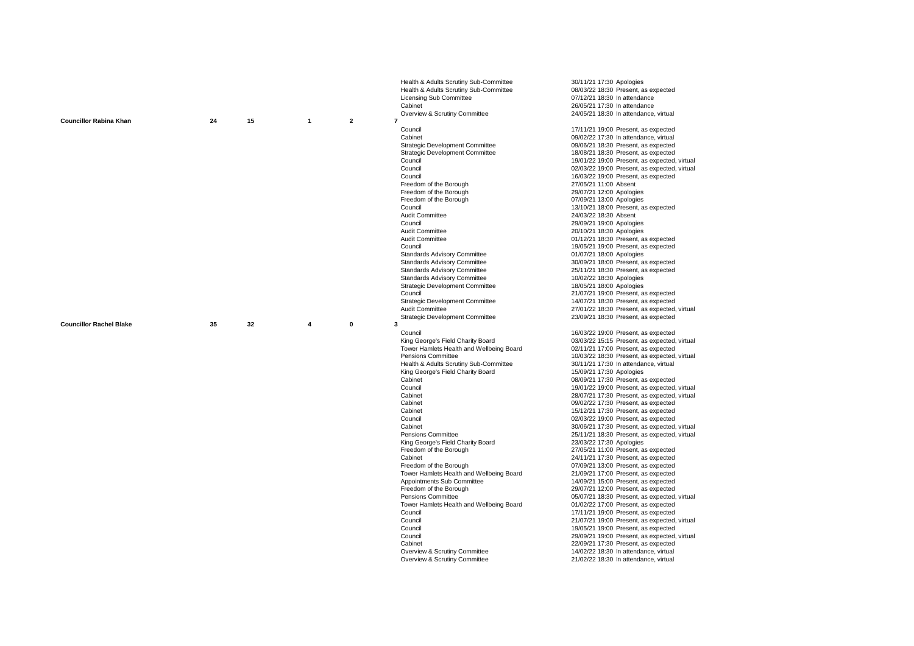| Councillor | | | | | | Meeting | Date/Time | Attendance |
|---|---|---|---|---|---|---|---|---|
| | | | | | | Health & Adults Scrutiny Sub-Committee | 30/11/21 17:30 | Apologies |
| | | | | | | Health & Adults Scrutiny Sub-Committee | 08/03/22 18:30 | Present, as expected |
| | | | | | | Licensing Sub Committee | 07/12/21 18:30 | In attendance |
| | | | | | | Cabinet | 26/05/21 17:30 | In attendance |
| | | | | | | Overview & Scrutiny Committee | 24/05/21 18:30 | In attendance, virtual |
| **Councillor Rabina Khan** | 24 | 15 | 1 | 2 | 7 | | | |
| | | | | | | Council | 17/11/21 19:00 | Present, as expected |
| | | | | | | Cabinet | 09/02/22 17:30 | In attendance, virtual |
| | | | | | | Strategic Development Committee | 09/06/21 18:30 | Present, as expected |
| | | | | | | Strategic Development Committee | 18/08/21 18:30 | Present, as expected |
| | | | | | | Council | 19/01/22 19:00 | Present, as expected, virtual |
| | | | | | | Council | 02/03/22 19:00 | Present, as expected, virtual |
| | | | | | | Council | 16/03/22 19:00 | Present, as expected |
| | | | | | | Freedom of the Borough | 27/05/21 11:00 | Absent |
| | | | | | | Freedom of the Borough | 29/07/21 12:00 | Apologies |
| | | | | | | Freedom of the Borough | 07/09/21 13:00 | Apologies |
| | | | | | | Council | 13/10/21 18:00 | Present, as expected |
| | | | | | | Audit Committee | 24/03/22 18:30 | Absent |
| | | | | | | Council | 29/09/21 19:00 | Apologies |
| | | | | | | Audit Committee | 20/10/21 18:30 | Apologies |
| | | | | | | Audit Committee | 01/12/21 18:30 | Present, as expected |
| | | | | | | Council | 19/05/21 19:00 | Present, as expected |
| | | | | | | Standards Advisory Committee | 01/07/21 18:00 | Apologies |
| | | | | | | Standards Advisory Committee | 30/09/21 18:00 | Present, as expected |
| | | | | | | Standards Advisory Committee | 25/11/21 18:30 | Present, as expected |
| | | | | | | Standards Advisory Committee | 10/02/22 18:30 | Apologies |
| | | | | | | Strategic Development Committee | 18/05/21 18:00 | Apologies |
| | | | | | | Council | 21/07/21 19:00 | Present, as expected |
| | | | | | | Strategic Development Committee | 14/07/21 18:30 | Present, as expected |
| | | | | | | Audit Committee | 27/01/22 18:30 | Present, as expected, virtual |
| | | | | | | Strategic Development Committee | 23/09/21 18:30 | Present, as expected |
| **Councillor Rachel Blake** | 35 | 32 | 4 | 0 | 3 | | | |
| | | | | | | Council | 16/03/22 19:00 | Present, as expected |
| | | | | | | King George's Field Charity Board | 03/03/22 15:15 | Present, as expected, virtual |
| | | | | | | Tower Hamlets Health and Wellbeing Board | 02/11/21 17:00 | Present, as expected |
| | | | | | | Pensions Committee | 10/03/22 18:30 | Present, as expected, virtual |
| | | | | | | Health & Adults Scrutiny Sub-Committee | 30/11/21 17:30 | In attendance, virtual |
| | | | | | | King George's Field Charity Board | 15/09/21 17:30 | Apologies |
| | | | | | | Cabinet | 08/09/21 17:30 | Present, as expected |
| | | | | | | Council | 19/01/22 19:00 | Present, as expected, virtual |
| | | | | | | Cabinet | 28/07/21 17:30 | Present, as expected, virtual |
| | | | | | | Cabinet | 09/02/22 17:30 | Present, as expected |
| | | | | | | Cabinet | 15/12/21 17:30 | Present, as expected |
| | | | | | | Council | 02/03/22 19:00 | Present, as expected |
| | | | | | | Cabinet | 30/06/21 17:30 | Present, as expected, virtual |
| | | | | | | Pensions Committee | 25/11/21 18:30 | Present, as expected, virtual |
| | | | | | | King George's Field Charity Board | 23/03/22 17:30 | Apologies |
| | | | | | | Freedom of the Borough | 27/05/21 11:00 | Present, as expected |
| | | | | | | Cabinet | 24/11/21 17:30 | Present, as expected |
| | | | | | | Freedom of the Borough | 07/09/21 13:00 | Present, as expected |
| | | | | | | Tower Hamlets Health and Wellbeing Board | 21/09/21 17:00 | Present, as expected |
| | | | | | | Appointments Sub Committee | 14/09/21 15:00 | Present, as expected |
| | | | | | | Freedom of the Borough | 29/07/21 12:00 | Present, as expected |
| | | | | | | Pensions Committee | 05/07/21 18:30 | Present, as expected, virtual |
| | | | | | | Tower Hamlets Health and Wellbeing Board | 01/02/22 17:00 | Present, as expected |
| | | | | | | Council | 17/11/21 19:00 | Present, as expected |
| | | | | | | Council | 21/07/21 19:00 | Present, as expected, virtual |
| | | | | | | Council | 19/05/21 19:00 | Present, as expected |
| | | | | | | Council | 29/09/21 19:00 | Present, as expected, virtual |
| | | | | | | Cabinet | 22/09/21 17:30 | Present, as expected |
| | | | | | | Overview & Scrutiny Committee | 14/02/22 18:30 | In attendance, virtual |
| | | | | | | Overview & Scrutiny Committee | 21/02/22 18:30 | In attendance, virtual |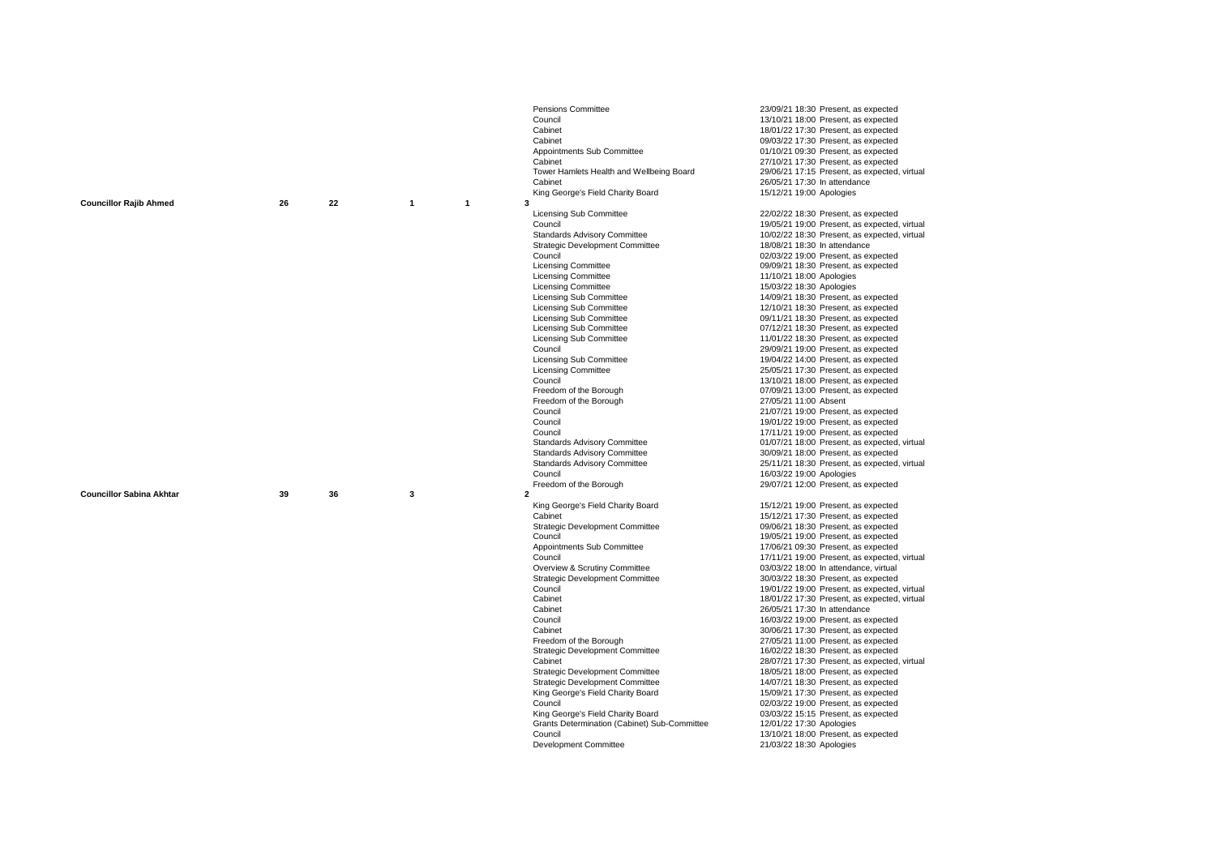| Councillor | Expected | Present | Apologies | Absent | In attendance | Meeting | Date/Time | Attendance |
|---|---|---|---|---|---|---|---|---|
| | | | | | | Pensions Committee | 23/09/21 18:30 | Present, as expected |
| | | | | | | Council | 13/10/21 18:00 | Present, as expected |
| | | | | | | Cabinet | 18/01/22 17:30 | Present, as expected |
| | | | | | | Cabinet | 09/03/22 17:30 | Present, as expected |
| | | | | | | Appointments Sub Committee | 01/10/21 09:30 | Present, as expected |
| | | | | | | Cabinet | 27/10/21 17:30 | Present, as expected |
| | | | | | | Tower Hamlets Health and Wellbeing Board | 29/06/21 17:15 | Present, as expected, virtual |
| | | | | | | Cabinet | 26/05/21 17:30 | In attendance |
| | | | | | | King George's Field Charity Board | 15/12/21 19:00 | Apologies |
| **Councillor Rajib Ahmed** | 26 | 22 | 1 | 1 | 3 | | | |
| | | | | | | Licensing Sub Committee | 22/02/22 18:30 | Present, as expected |
| | | | | | | Council | 19/05/21 19:00 | Present, as expected, virtual |
| | | | | | | Standards Advisory Committee | 10/02/22 18:30 | Present, as expected, virtual |
| | | | | | | Strategic Development Committee | 18/08/21 18:30 | In attendance |
| | | | | | | Council | 02/03/22 19:00 | Present, as expected |
| | | | | | | Licensing Committee | 09/09/21 18:30 | Present, as expected |
| | | | | | | Licensing Committee | 11/10/21 18:00 | Apologies |
| | | | | | | Licensing Committee | 15/03/22 18:30 | Apologies |
| | | | | | | Licensing Sub Committee | 14/09/21 18:30 | Present, as expected |
| | | | | | | Licensing Sub Committee | 12/10/21 18:30 | Present, as expected |
| | | | | | | Licensing Sub Committee | 09/11/21 18:30 | Present, as expected |
| | | | | | | Licensing Sub Committee | 07/12/21 18:30 | Present, as expected |
| | | | | | | Licensing Sub Committee | 11/01/22 18:30 | Present, as expected |
| | | | | | | Council | 29/09/21 19:00 | Present, as expected |
| | | | | | | Licensing Sub Committee | 19/04/22 14:00 | Present, as expected |
| | | | | | | Licensing Committee | 25/05/21 17:30 | Present, as expected |
| | | | | | | Council | 13/10/21 18:00 | Present, as expected |
| | | | | | | Freedom of the Borough | 07/09/21 13:00 | Present, as expected |
| | | | | | | Freedom of the Borough | 27/05/21 11:00 | Absent |
| | | | | | | Council | 21/07/21 19:00 | Present, as expected |
| | | | | | | Council | 19/01/22 19:00 | Present, as expected |
| | | | | | | Council | 17/11/21 19:00 | Present, as expected |
| | | | | | | Standards Advisory Committee | 01/07/21 18:00 | Present, as expected, virtual |
| | | | | | | Standards Advisory Committee | 30/09/21 18:00 | Present, as expected |
| | | | | | | Standards Advisory Committee | 25/11/21 18:30 | Present, as expected, virtual |
| | | | | | | Council | 16/03/22 19:00 | Apologies |
| | | | | | | Freedom of the Borough | 29/07/21 12:00 | Present, as expected |
| **Councillor Sabina Akhtar** | 39 | 36 | 3 | | 2 | | | |
| | | | | | | King George's Field Charity Board | 15/12/21 19:00 | Present, as expected |
| | | | | | | Cabinet | 15/12/21 17:30 | Present, as expected |
| | | | | | | Strategic Development Committee | 09/06/21 18:30 | Present, as expected |
| | | | | | | Council | 19/05/21 19:00 | Present, as expected |
| | | | | | | Appointments Sub Committee | 17/06/21 09:30 | Present, as expected |
| | | | | | | Council | 17/11/21 19:00 | Present, as expected, virtual |
| | | | | | | Overview & Scrutiny Committee | 03/03/22 18:00 | In attendance, virtual |
| | | | | | | Strategic Development Committee | 30/03/22 18:30 | Present, as expected |
| | | | | | | Council | 19/01/22 19:00 | Present, as expected, virtual |
| | | | | | | Cabinet | 18/01/22 17:30 | Present, as expected, virtual |
| | | | | | | Cabinet | 26/05/21 17:30 | In attendance |
| | | | | | | Council | 16/03/22 19:00 | Present, as expected |
| | | | | | | Cabinet | 30/06/21 17:30 | Present, as expected |
| | | | | | | Freedom of the Borough | 27/05/21 11:00 | Present, as expected |
| | | | | | | Strategic Development Committee | 16/02/22 18:30 | Present, as expected |
| | | | | | | Cabinet | 28/07/21 17:30 | Present, as expected, virtual |
| | | | | | | Strategic Development Committee | 18/05/21 18:00 | Present, as expected |
| | | | | | | Strategic Development Committee | 14/07/21 18:30 | Present, as expected |
| | | | | | | King George's Field Charity Board | 15/09/21 17:30 | Present, as expected |
| | | | | | | Council | 02/03/22 19:00 | Present, as expected |
| | | | | | | King George's Field Charity Board | 03/03/22 15:15 | Present, as expected |
| | | | | | | Grants Determination (Cabinet) Sub-Committee | 12/01/22 17:30 | Apologies |
| | | | | | | Council | 13/10/21 18:00 | Present, as expected |
| | | | | | | Development Committee | 21/03/22 18:30 | Apologies |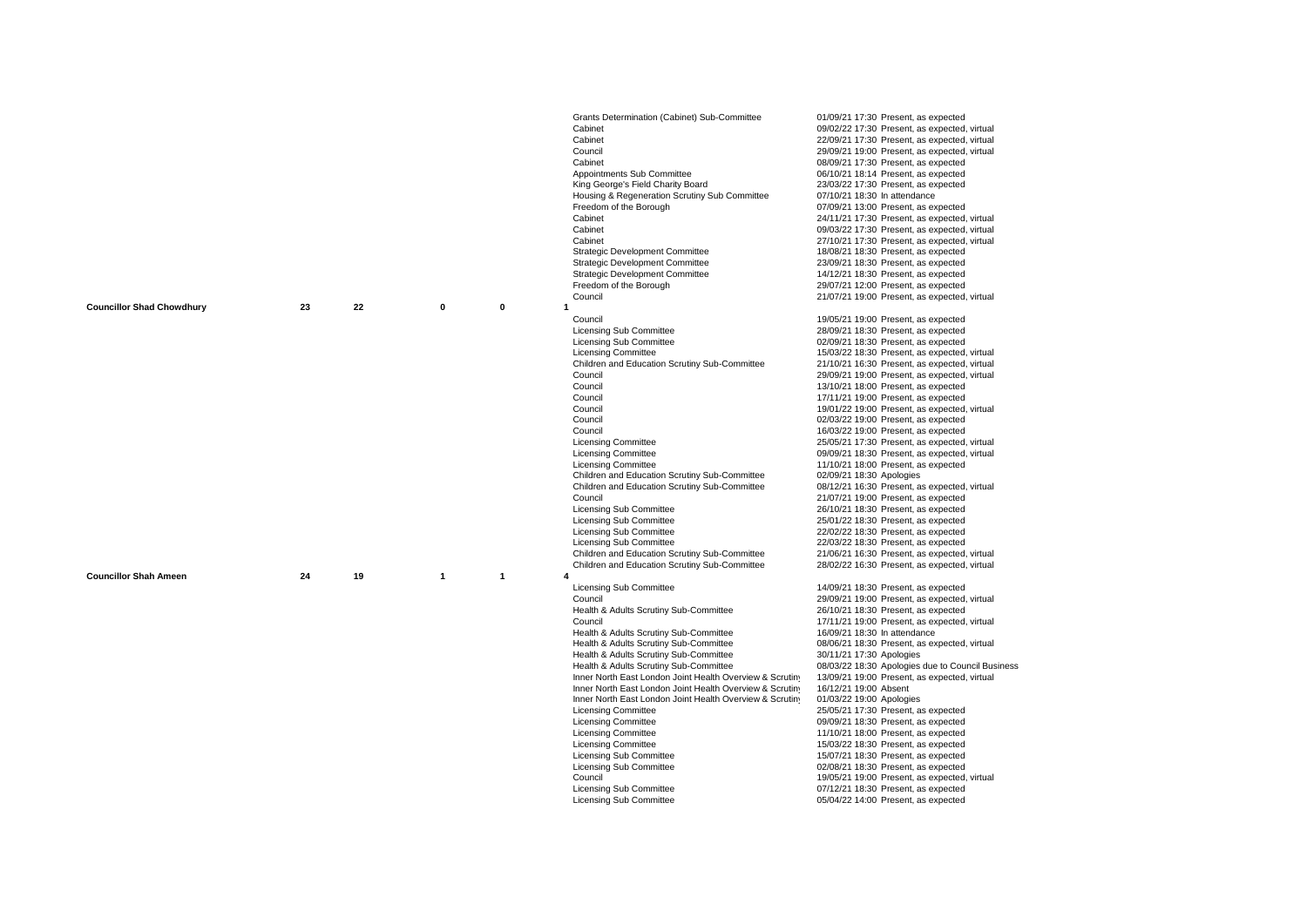| | | | | | | Meeting | Date/Time/Attendance |
|---|---|---|---|---|---|---|---|
| | | | | | | Grants Determination (Cabinet) Sub-Committee | 01/09/21 17:30 Present, as expected |
| | | | | | | Cabinet | 09/02/22 17:30 Present, as expected, virtual |
| | | | | | | Cabinet | 22/09/21 17:30 Present, as expected, virtual |
| | | | | | | Council | 29/09/21 19:00 Present, as expected, virtual |
| | | | | | | Cabinet | 08/09/21 17:30 Present, as expected |
| | | | | | | Appointments Sub Committee | 06/10/21 18:14 Present, as expected |
| | | | | | | King George's Field Charity Board | 23/03/22 17:30 Present, as expected |
| | | | | | | Housing & Regeneration Scrutiny Sub Committee | 07/10/21 18:30 In attendance |
| | | | | | | Freedom of the Borough | 07/09/21 13:00 Present, as expected |
| | | | | | | Cabinet | 24/11/21 17:30 Present, as expected, virtual |
| | | | | | | Cabinet | 09/03/22 17:30 Present, as expected, virtual |
| | | | | | | Cabinet | 27/10/21 17:30 Present, as expected, virtual |
| | | | | | | Strategic Development Committee | 18/08/21 18:30 Present, as expected |
| | | | | | | Strategic Development Committee | 23/09/21 18:30 Present, as expected |
| | | | | | | Strategic Development Committee | 14/12/21 18:30 Present, as expected |
| | | | | | | Freedom of the Borough | 29/07/21 12:00 Present, as expected |
| | | | | | | Council | 21/07/21 19:00 Present, as expected, virtual |
| **Councillor Shad Chowdhury** | 23 | 22 | 0 | 0 | 1 | | |
| | | | | | | Council | 19/05/21 19:00 Present, as expected |
| | | | | | | Licensing Sub Committee | 28/09/21 18:30 Present, as expected |
| | | | | | | Licensing Sub Committee | 02/09/21 18:30 Present, as expected |
| | | | | | | Licensing Committee | 15/03/22 18:30 Present, as expected, virtual |
| | | | | | | Children and Education Scrutiny Sub-Committee | 21/10/21 16:30 Present, as expected, virtual |
| | | | | | | Council | 29/09/21 19:00 Present, as expected, virtual |
| | | | | | | Council | 13/10/21 18:00 Present, as expected |
| | | | | | | Council | 17/11/21 19:00 Present, as expected |
| | | | | | | Council | 19/01/22 19:00 Present, as expected, virtual |
| | | | | | | Council | 02/03/22 19:00 Present, as expected |
| | | | | | | Council | 16/03/22 19:00 Present, as expected |
| | | | | | | Licensing Committee | 25/05/21 17:30 Present, as expected, virtual |
| | | | | | | Licensing Committee | 09/09/21 18:30 Present, as expected, virtual |
| | | | | | | Licensing Committee | 11/10/21 18:00 Present, as expected |
| | | | | | | Children and Education Scrutiny Sub-Committee | 02/09/21 18:30 Apologies |
| | | | | | | Children and Education Scrutiny Sub-Committee | 08/12/21 16:30 Present, as expected, virtual |
| | | | | | | Council | 21/07/21 19:00 Present, as expected |
| | | | | | | Licensing Sub Committee | 26/10/21 18:30 Present, as expected |
| | | | | | | Licensing Sub Committee | 25/01/22 18:30 Present, as expected |
| | | | | | | Licensing Sub Committee | 22/02/22 18:30 Present, as expected |
| | | | | | | Licensing Sub Committee | 22/03/22 18:30 Present, as expected |
| | | | | | | Children and Education Scrutiny Sub-Committee | 21/06/21 16:30 Present, as expected, virtual |
| | | | | | | Children and Education Scrutiny Sub-Committee | 28/02/22 16:30 Present, as expected, virtual |
| **Councillor Shah Ameen** | 24 | 19 | 1 | 1 | 4 | | |
| | | | | | | Licensing Sub Committee | 14/09/21 18:30 Present, as expected |
| | | | | | | Council | 29/09/21 19:00 Present, as expected, virtual |
| | | | | | | Health & Adults Scrutiny Sub-Committee | 26/10/21 18:30 Present, as expected |
| | | | | | | Council | 17/11/21 19:00 Present, as expected, virtual |
| | | | | | | Health & Adults Scrutiny Sub-Committee | 16/09/21 18:30 In attendance |
| | | | | | | Health & Adults Scrutiny Sub-Committee | 08/06/21 18:30 Present, as expected, virtual |
| | | | | | | Health & Adults Scrutiny Sub-Committee | 30/11/21 17:30 Apologies |
| | | | | | | Health & Adults Scrutiny Sub-Committee | 08/03/22 18:30 Apologies due to Council Business |
| | | | | | | Inner North East London Joint Health Overview & Scrutiny | 13/09/21 19:00 Present, as expected, virtual |
| | | | | | | Inner North East London Joint Health Overview & Scrutiny | 16/12/21 19:00 Absent |
| | | | | | | Inner North East London Joint Health Overview & Scrutiny | 01/03/22 19:00 Apologies |
| | | | | | | Licensing Committee | 25/05/21 17:30 Present, as expected |
| | | | | | | Licensing Committee | 09/09/21 18:30 Present, as expected |
| | | | | | | Licensing Committee | 11/10/21 18:00 Present, as expected |
| | | | | | | Licensing Committee | 15/03/22 18:30 Present, as expected |
| | | | | | | Licensing Sub Committee | 15/07/21 18:30 Present, as expected |
| | | | | | | Licensing Sub Committee | 02/08/21 18:30 Present, as expected |
| | | | | | | Council | 19/05/21 19:00 Present, as expected, virtual |
| | | | | | | Licensing Sub Committee | 07/12/21 18:30 Present, as expected |
| | | | | | | Licensing Sub Committee | 05/04/22 14:00 Present, as expected |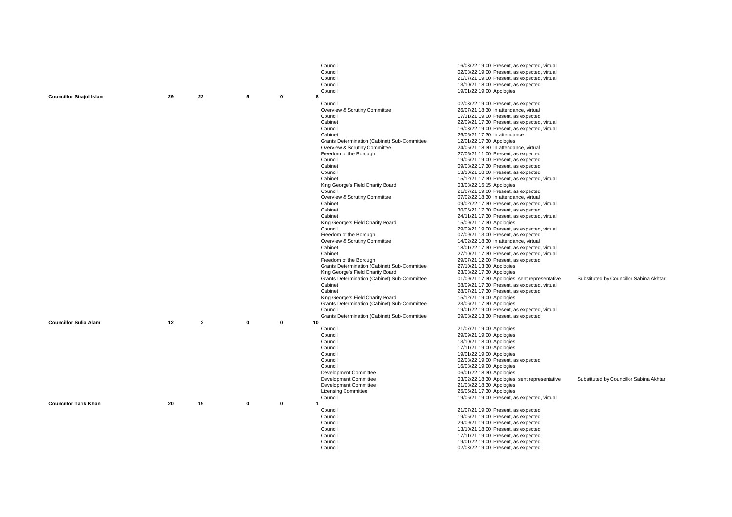| | | | | | | Meeting | Date | Attendance | Notes |
|---|---|---|---|---|---|---|---|---|---|
| | | | | | | Council | 16/03/22 19:00 | Present, as expected, virtual | |
| | | | | | | Council | 02/03/22 19:00 | Present, as expected, virtual | |
| | | | | | | Council | 21/07/21 19:00 | Present, as expected, virtual | |
| | | | | | | Council | 13/10/21 18:00 | Present, as expected | |
| | | | | | | Council | 19/01/22 19:00 | Apologies | |
| **Councillor Sirajul Islam** | **29** | **22** | **5** | **0** | **8** | | | | |
| | | | | | | Council | 02/03/22 19:00 | Present, as expected | |
| | | | | | | Overview & Scrutiny Committee | 26/07/21 18:30 | In attendance, virtual | |
| | | | | | | Council | 17/11/21 19:00 | Present, as expected | |
| | | | | | | Cabinet | 22/09/21 17:30 | Present, as expected, virtual | |
| | | | | | | Council | 16/03/22 19:00 | Present, as expected, virtual | |
| | | | | | | Cabinet | 26/05/21 17:30 | In attendance | |
| | | | | | | Grants Determination (Cabinet) Sub-Committee | 12/01/22 17:30 | Apologies | |
| | | | | | | Overview & Scrutiny Committee | 24/05/21 18:30 | In attendance, virtual | |
| | | | | | | Freedom of the Borough | 27/05/21 11:00 | Present, as expected | |
| | | | | | | Council | 19/05/21 19:00 | Present, as expected | |
| | | | | | | Cabinet | 09/03/22 17:30 | Present, as expected | |
| | | | | | | Council | 13/10/21 18:00 | Present, as expected | |
| | | | | | | Cabinet | 15/12/21 17:30 | Present, as expected, virtual | |
| | | | | | | King George's Field Charity Board | 03/03/22 15:15 | Apologies | |
| | | | | | | Council | 21/07/21 19:00 | Present, as expected | |
| | | | | | | Overview & Scrutiny Committee | 07/02/22 18:30 | In attendance, virtual | |
| | | | | | | Cabinet | 09/02/22 17:30 | Present, as expected, virtual | |
| | | | | | | Cabinet | 30/06/21 17:30 | Present, as expected | |
| | | | | | | Cabinet | 24/11/21 17:30 | Present, as expected, virtual | |
| | | | | | | King George's Field Charity Board | 15/09/21 17:30 | Apologies | |
| | | | | | | Council | 29/09/21 19:00 | Present, as expected, virtual | |
| | | | | | | Freedom of the Borough | 07/09/21 13:00 | Present, as expected | |
| | | | | | | Overview & Scrutiny Committee | 14/02/22 18:30 | In attendance, virtual | |
| | | | | | | Cabinet | 18/01/22 17:30 | Present, as expected, virtual | |
| | | | | | | Cabinet | 27/10/21 17:30 | Present, as expected, virtual | |
| | | | | | | Freedom of the Borough | 29/07/21 12:00 | Present, as expected | |
| | | | | | | Grants Determination (Cabinet) Sub-Committee | 27/10/21 13:30 | Apologies | |
| | | | | | | King George's Field Charity Board | 23/03/22 17:30 | Apologies | |
| | | | | | | Grants Determination (Cabinet) Sub-Committee | 01/09/21 17:30 | Apologies, sent representative | Substituted by Councillor Sabina Akhtar |
| | | | | | | Cabinet | 08/09/21 17:30 | Present, as expected, virtual | |
| | | | | | | Cabinet | 28/07/21 17:30 | Present, as expected | |
| | | | | | | King George's Field Charity Board | 15/12/21 19:00 | Apologies | |
| | | | | | | Grants Determination (Cabinet) Sub-Committee | 23/06/21 17:30 | Apologies | |
| | | | | | | Council | 19/01/22 19:00 | Present, as expected, virtual | |
| | | | | | | Grants Determination (Cabinet) Sub-Committee | 09/03/22 13:30 | Present, as expected | |
| **Councillor Sufia Alam** | **12** | **2** | **0** | **0** | **10** | | | | |
| | | | | | | Council | 21/07/21 19:00 | Apologies | |
| | | | | | | Council | 29/09/21 19:00 | Apologies | |
| | | | | | | Council | 13/10/21 18:00 | Apologies | |
| | | | | | | Council | 17/11/21 19:00 | Apologies | |
| | | | | | | Council | 19/01/22 19:00 | Apologies | |
| | | | | | | Council | 02/03/22 19:00 | Present, as expected | |
| | | | | | | Council | 16/03/22 19:00 | Apologies | |
| | | | | | | Development Committee | 06/01/22 18:30 | Apologies | |
| | | | | | | Development Committee | 03/02/22 18:30 | Apologies, sent representative | Substituted by Councillor Sabina Akhtar |
| | | | | | | Development Committee | 21/03/22 18:30 | Apologies | |
| | | | | | | Licensing Committee | 25/05/21 17:30 | Apologies | |
| | | | | | | Council | 19/05/21 19:00 | Present, as expected, virtual | |
| **Councillor Tarik Khan** | **20** | **19** | **0** | **0** | **1** | | | | |
| | | | | | | Council | 21/07/21 19:00 | Present, as expected | |
| | | | | | | Council | 19/05/21 19:00 | Present, as expected | |
| | | | | | | Council | 29/09/21 19:00 | Present, as expected | |
| | | | | | | Council | 13/10/21 18:00 | Present, as expected | |
| | | | | | | Council | 17/11/21 19:00 | Present, as expected | |
| | | | | | | Council | 19/01/22 19:00 | Present, as expected | |
| | | | | | | Council | 02/03/22 19:00 | Present, as expected | |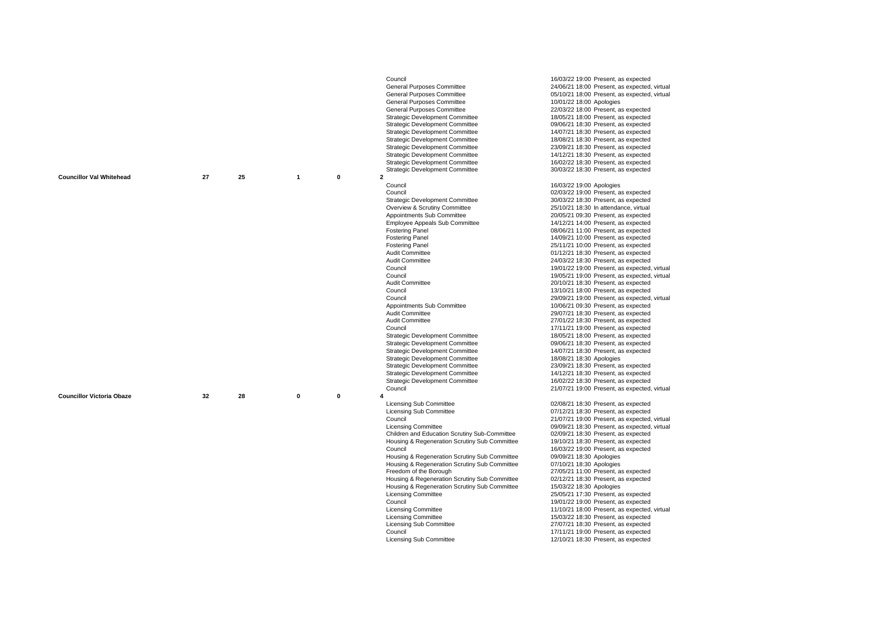| Councillor | | | | | Meeting | Date / Attendance |
|---|---|---|---|---|---|---|
| | | | | | Council | 16/03/22 19:00 Present, as expected |
| | | | | | General Purposes Committee | 24/06/21 18:00 Present, as expected, virtual |
| | | | | | General Purposes Committee | 05/10/21 18:00 Present, as expected, virtual |
| | | | | | General Purposes Committee | 10/01/22 18:00 Apologies |
| | | | | | General Purposes Committee | 22/03/22 18:00 Present, as expected |
| | | | | | Strategic Development Committee | 18/05/21 18:00 Present, as expected |
| | | | | | Strategic Development Committee | 09/06/21 18:30 Present, as expected |
| | | | | | Strategic Development Committee | 14/07/21 18:30 Present, as expected |
| | | | | | Strategic Development Committee | 18/08/21 18:30 Present, as expected |
| | | | | | Strategic Development Committee | 23/09/21 18:30 Present, as expected |
| | | | | | Strategic Development Committee | 14/12/21 18:30 Present, as expected |
| | | | | | Strategic Development Committee | 16/02/22 18:30 Present, as expected |
| | | | | | Strategic Development Committee | 30/03/22 18:30 Present, as expected |
| **Councillor Val Whitehead** | **27** | **25** | **1** | **0** | **2** | |
| | | | | | Council | 16/03/22 19:00 Apologies |
| | | | | | Council | 02/03/22 19:00 Present, as expected |
| | | | | | Strategic Development Committee | 30/03/22 18:30 Present, as expected |
| | | | | | Overview & Scrutiny Committee | 25/10/21 18:30 In attendance, virtual |
| | | | | | Appointments Sub Committee | 20/05/21 09:30 Present, as expected |
| | | | | | Employee Appeals Sub Committee | 14/12/21 14:00 Present, as expected |
| | | | | | Fostering Panel | 08/06/21 11:00 Present, as expected |
| | | | | | Fostering Panel | 14/09/21 10:00 Present, as expected |
| | | | | | Fostering Panel | 25/11/21 10:00 Present, as expected |
| | | | | | Audit Committee | 01/12/21 18:30 Present, as expected |
| | | | | | Audit Committee | 24/03/22 18:30 Present, as expected |
| | | | | | Council | 19/01/22 19:00 Present, as expected, virtual |
| | | | | | Council | 19/05/21 19:00 Present, as expected, virtual |
| | | | | | Audit Committee | 20/10/21 18:30 Present, as expected |
| | | | | | Council | 13/10/21 18:00 Present, as expected |
| | | | | | Council | 29/09/21 19:00 Present, as expected, virtual |
| | | | | | Appointments Sub Committee | 10/06/21 09:30 Present, as expected |
| | | | | | Audit Committee | 29/07/21 18:30 Present, as expected |
| | | | | | Audit Committee | 27/01/22 18:30 Present, as expected |
| | | | | | Council | 17/11/21 19:00 Present, as expected |
| | | | | | Strategic Development Committee | 18/05/21 18:00 Present, as expected |
| | | | | | Strategic Development Committee | 09/06/21 18:30 Present, as expected |
| | | | | | Strategic Development Committee | 14/07/21 18:30 Present, as expected |
| | | | | | Strategic Development Committee | 18/08/21 18:30 Apologies |
| | | | | | Strategic Development Committee | 23/09/21 18:30 Present, as expected |
| | | | | | Strategic Development Committee | 14/12/21 18:30 Present, as expected |
| | | | | | Strategic Development Committee | 16/02/22 18:30 Present, as expected |
| | | | | | Council | 21/07/21 19:00 Present, as expected, virtual |
| **Councillor Victoria Obaze** | **32** | **28** | **0** | **0** | **4** | |
| | | | | | Licensing Sub Committee | 02/08/21 18:30 Present, as expected |
| | | | | | Licensing Sub Committee | 07/12/21 18:30 Present, as expected |
| | | | | | Council | 21/07/21 19:00 Present, as expected, virtual |
| | | | | | Licensing Committee | 09/09/21 18:30 Present, as expected, virtual |
| | | | | | Children and Education Scrutiny Sub-Committee | 02/09/21 18:30 Present, as expected |
| | | | | | Housing & Regeneration Scrutiny Sub Committee | 19/10/21 18:30 Present, as expected |
| | | | | | Council | 16/03/22 19:00 Present, as expected |
| | | | | | Housing & Regeneration Scrutiny Sub Committee | 09/09/21 18:30 Apologies |
| | | | | | Housing & Regeneration Scrutiny Sub Committee | 07/10/21 18:30 Apologies |
| | | | | | Freedom of the Borough | 27/05/21 11:00 Present, as expected |
| | | | | | Housing & Regeneration Scrutiny Sub Committee | 02/12/21 18:30 Present, as expected |
| | | | | | Housing & Regeneration Scrutiny Sub Committee | 15/03/22 18:30 Apologies |
| | | | | | Licensing Committee | 25/05/21 17:30 Present, as expected |
| | | | | | Council | 19/01/22 19:00 Present, as expected |
| | | | | | Licensing Committee | 11/10/21 18:00 Present, as expected, virtual |
| | | | | | Licensing Committee | 15/03/22 18:30 Present, as expected |
| | | | | | Licensing Sub Committee | 27/07/21 18:30 Present, as expected |
| | | | | | Council | 17/11/21 19:00 Present, as expected |
| | | | | | Licensing Sub Committee | 12/10/21 18:30 Present, as expected |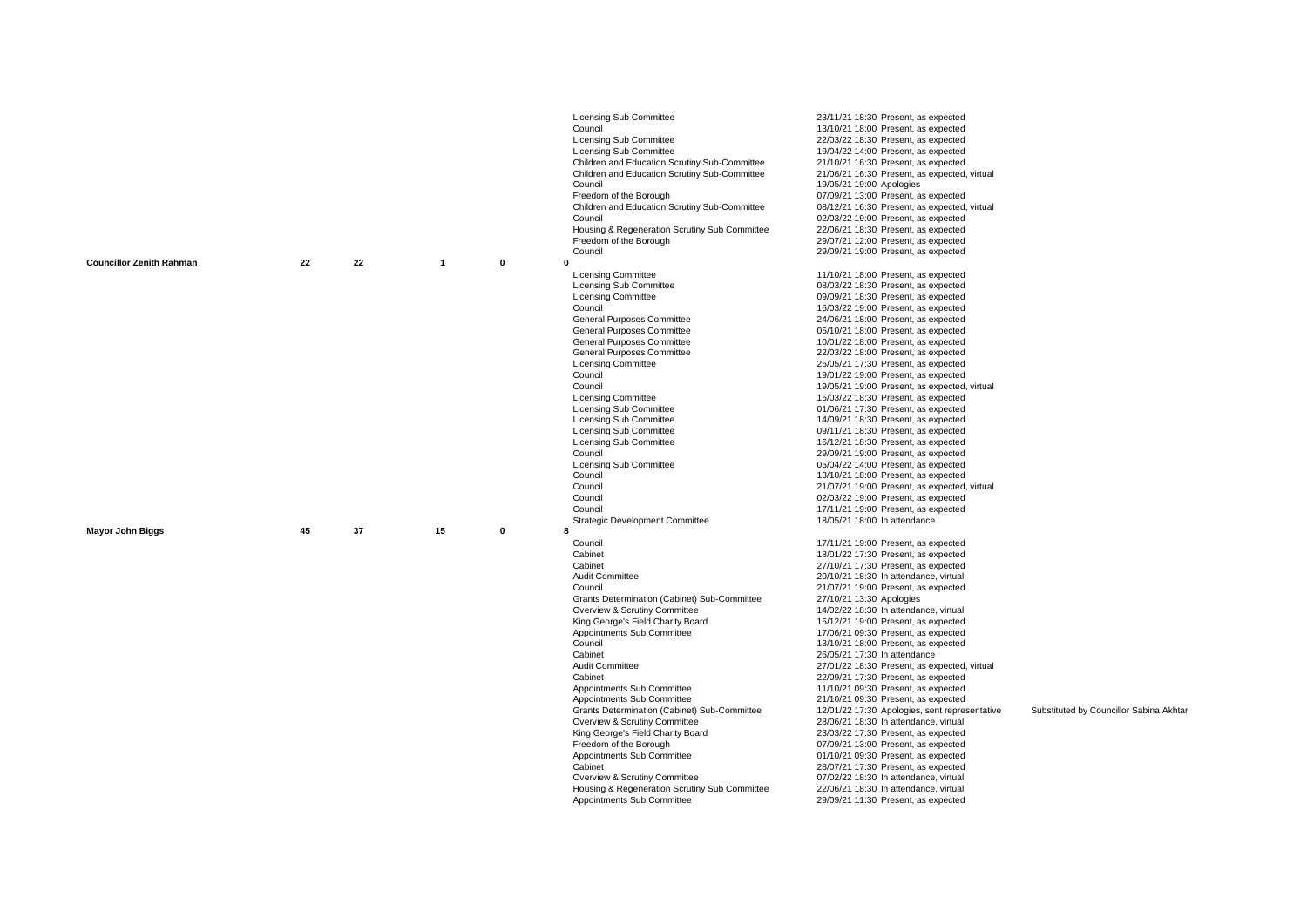| | | | | | | | | |
|---|---|---|---|---|---|---|---|---|
| | | | | | | Licensing Sub Committee | 23/11/21 18:30 Present, as expected | |
| | | | | | | Council | 13/10/21 18:00 Present, as expected | |
| | | | | | | Licensing Sub Committee | 22/03/22 18:30 Present, as expected | |
| | | | | | | Licensing Sub Committee | 19/04/22 14:00 Present, as expected | |
| | | | | | | Children and Education Scrutiny Sub-Committee | 21/10/21 16:30 Present, as expected | |
| | | | | | | Children and Education Scrutiny Sub-Committee | 21/06/21 16:30 Present, as expected, virtual | |
| | | | | | | Council | 19/05/21 19:00 Apologies | |
| | | | | | | Freedom of the Borough | 07/09/21 13:00 Present, as expected | |
| | | | | | | Children and Education Scrutiny Sub-Committee | 08/12/21 16:30 Present, as expected, virtual | |
| | | | | | | Council | 02/03/22 19:00 Present, as expected | |
| | | | | | | Housing & Regeneration Scrutiny Sub Committee | 22/06/21 18:30 Present, as expected | |
| | | | | | | Freedom of the Borough | 29/07/21 12:00 Present, as expected | |
| | | | | | | Council | 29/09/21 19:00 Present, as expected | |
| **Councillor Zenith Rahman** | **22** | **22** | **1** | **0** | **0** | | | |
| | | | | | | Licensing Committee | 11/10/21 18:00 Present, as expected | |
| | | | | | | Licensing Sub Committee | 08/03/22 18:30 Present, as expected | |
| | | | | | | Licensing Committee | 09/09/21 18:30 Present, as expected | |
| | | | | | | Council | 16/03/22 19:00 Present, as expected | |
| | | | | | | General Purposes Committee | 24/06/21 18:00 Present, as expected | |
| | | | | | | General Purposes Committee | 05/10/21 18:00 Present, as expected | |
| | | | | | | General Purposes Committee | 10/01/22 18:00 Present, as expected | |
| | | | | | | General Purposes Committee | 22/03/22 18:00 Present, as expected | |
| | | | | | | Licensing Committee | 25/05/21 17:30 Present, as expected | |
| | | | | | | Council | 19/01/22 19:00 Present, as expected | |
| | | | | | | Council | 19/05/21 19:00 Present, as expected, virtual | |
| | | | | | | Licensing Committee | 15/03/22 18:30 Present, as expected | |
| | | | | | | Licensing Sub Committee | 01/06/21 17:30 Present, as expected | |
| | | | | | | Licensing Sub Committee | 14/09/21 18:30 Present, as expected | |
| | | | | | | Licensing Sub Committee | 09/11/21 18:30 Present, as expected | |
| | | | | | | Licensing Sub Committee | 16/12/21 18:30 Present, as expected | |
| | | | | | | Council | 29/09/21 19:00 Present, as expected | |
| | | | | | | Licensing Sub Committee | 05/04/22 14:00 Present, as expected | |
| | | | | | | Council | 13/10/21 18:00 Present, as expected | |
| | | | | | | Council | 21/07/21 19:00 Present, as expected, virtual | |
| | | | | | | Council | 02/03/22 19:00 Present, as expected | |
| | | | | | | Council | 17/11/21 19:00 Present, as expected | |
| | | | | | | Strategic Development Committee | 18/05/21 18:00 In attendance | |
| **Mayor John Biggs** | **45** | **37** | **15** | **0** | **8** | | | |
| | | | | | | Council | 17/11/21 19:00 Present, as expected | |
| | | | | | | Cabinet | 18/01/22 17:30 Present, as expected | |
| | | | | | | Cabinet | 27/10/21 17:30 Present, as expected | |
| | | | | | | Audit Committee | 20/10/21 18:30 In attendance, virtual | |
| | | | | | | Council | 21/07/21 19:00 Present, as expected | |
| | | | | | | Grants Determination (Cabinet) Sub-Committee | 27/10/21 13:30 Apologies | |
| | | | | | | Overview & Scrutiny Committee | 14/02/22 18:30 In attendance, virtual | |
| | | | | | | King George's Field Charity Board | 15/12/21 19:00 Present, as expected | |
| | | | | | | Appointments Sub Committee | 17/06/21 09:30 Present, as expected | |
| | | | | | | Council | 13/10/21 18:00 Present, as expected | |
| | | | | | | Cabinet | 26/05/21 17:30 In attendance | |
| | | | | | | Audit Committee | 27/01/22 18:30 Present, as expected, virtual | |
| | | | | | | Cabinet | 22/09/21 17:30 Present, as expected | |
| | | | | | | Appointments Sub Committee | 11/10/21 09:30 Present, as expected | |
| | | | | | | Appointments Sub Committee | 21/10/21 09:30 Present, as expected | |
| | | | | | | Grants Determination (Cabinet) Sub-Committee | 12/01/22 17:30 Apologies, sent representative | Substituted by Councillor Sabina Akhtar |
| | | | | | | Overview & Scrutiny Committee | 28/06/21 18:30 In attendance, virtual | |
| | | | | | | King George's Field Charity Board | 23/03/22 17:30 Present, as expected | |
| | | | | | | Freedom of the Borough | 07/09/21 13:00 Present, as expected | |
| | | | | | | Appointments Sub Committee | 01/10/21 09:30 Present, as expected | |
| | | | | | | Cabinet | 28/07/21 17:30 Present, as expected | |
| | | | | | | Overview & Scrutiny Committee | 07/02/22 18:30 In attendance, virtual | |
| | | | | | | Housing & Regeneration Scrutiny Sub Committee | 22/06/21 18:30 In attendance, virtual | |
| | | | | | | Appointments Sub Committee | 29/09/21 11:30 Present, as expected | |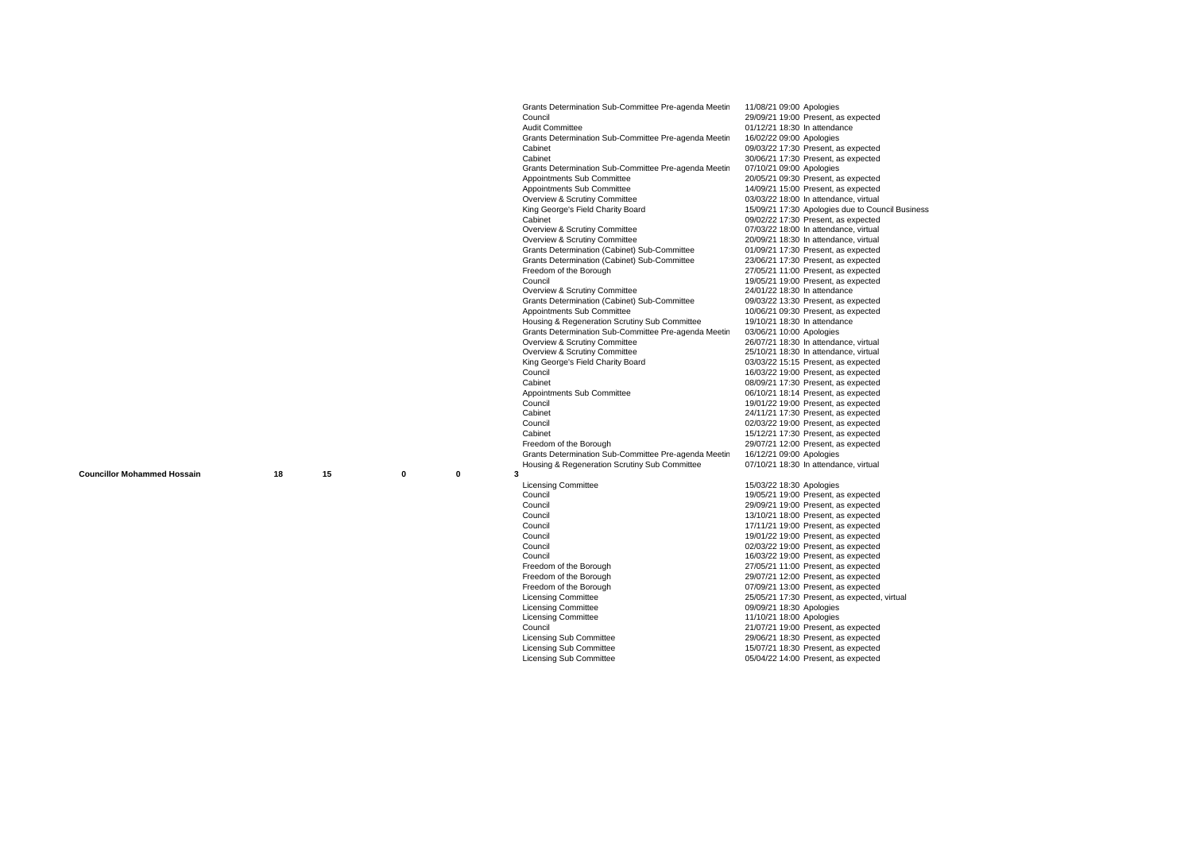| | | | | | | | |
|---|---|---|---|---|---|---|---|
| | | | | | Grants Determination Sub-Committee Pre-agenda Meetin | 11/08/21 09:00 | Apologies |
| | | | | | Council | 29/09/21 19:00 | Present, as expected |
| | | | | | Audit Committee | 01/12/21 18:30 | In attendance |
| | | | | | Grants Determination Sub-Committee Pre-agenda Meetin | 16/02/22 09:00 | Apologies |
| | | | | | Cabinet | 09/03/22 17:30 | Present, as expected |
| | | | | | Cabinet | 30/06/21 17:30 | Present, as expected |
| | | | | | Grants Determination Sub-Committee Pre-agenda Meetin | 07/10/21 09:00 | Apologies |
| | | | | | Appointments Sub Committee | 20/05/21 09:30 | Present, as expected |
| | | | | | Appointments Sub Committee | 14/09/21 15:00 | Present, as expected |
| | | | | | Overview & Scrutiny Committee | 03/03/22 18:00 | In attendance, virtual |
| | | | | | King George's Field Charity Board | 15/09/21 17:30 | Apologies due to Council Business |
| | | | | | Cabinet | 09/02/22 17:30 | Present, as expected |
| | | | | | Overview & Scrutiny Committee | 07/03/22 18:00 | In attendance, virtual |
| | | | | | Overview & Scrutiny Committee | 20/09/21 18:30 | In attendance, virtual |
| | | | | | Grants Determination (Cabinet) Sub-Committee | 01/09/21 17:30 | Present, as expected |
| | | | | | Grants Determination (Cabinet) Sub-Committee | 23/06/21 17:30 | Present, as expected |
| | | | | | Freedom of the Borough | 27/05/21 11:00 | Present, as expected |
| | | | | | Council | 19/05/21 19:00 | Present, as expected |
| | | | | | Overview & Scrutiny Committee | 24/01/22 18:30 | In attendance |
| | | | | | Grants Determination (Cabinet) Sub-Committee | 09/03/22 13:30 | Present, as expected |
| | | | | | Appointments Sub Committee | 10/06/21 09:30 | Present, as expected |
| | | | | | Housing & Regeneration Scrutiny Sub Committee | 19/10/21 18:30 | In attendance |
| | | | | | Grants Determination Sub-Committee Pre-agenda Meetin | 03/06/21 10:00 | Apologies |
| | | | | | Overview & Scrutiny Committee | 26/07/21 18:30 | In attendance, virtual |
| | | | | | Overview & Scrutiny Committee | 25/10/21 18:30 | In attendance, virtual |
| | | | | | King George's Field Charity Board | 03/03/22 15:15 | Present, as expected |
| | | | | | Council | 16/03/22 19:00 | Present, as expected |
| | | | | | Cabinet | 08/09/21 17:30 | Present, as expected |
| | | | | | Appointments Sub Committee | 06/10/21 18:14 | Present, as expected |
| | | | | | Council | 19/01/22 19:00 | Present, as expected |
| | | | | | Cabinet | 24/11/21 17:30 | Present, as expected |
| | | | | | Council | 02/03/22 19:00 | Present, as expected |
| | | | | | Cabinet | 15/12/21 17:30 | Present, as expected |
| | | | | | Freedom of the Borough | 29/07/21 12:00 | Present, as expected |
| | | | | | Grants Determination Sub-Committee Pre-agenda Meetin | 16/12/21 09:00 | Apologies |
| | | | | | Housing & Regeneration Scrutiny Sub Committee | 07/10/21 18:30 | In attendance, virtual |
| **Councillor Mohammed Hossain** | **18** | **15** | **0** | **0** | **3** | | |
| | | | | | Licensing Committee | 15/03/22 18:30 | Apologies |
| | | | | | Council | 19/05/21 19:00 | Present, as expected |
| | | | | | Council | 29/09/21 19:00 | Present, as expected |
| | | | | | Council | 13/10/21 18:00 | Present, as expected |
| | | | | | Council | 17/11/21 19:00 | Present, as expected |
| | | | | | Council | 19/01/22 19:00 | Present, as expected |
| | | | | | Council | 02/03/22 19:00 | Present, as expected |
| | | | | | Council | 16/03/22 19:00 | Present, as expected |
| | | | | | Freedom of the Borough | 27/05/21 11:00 | Present, as expected |
| | | | | | Freedom of the Borough | 29/07/21 12:00 | Present, as expected |
| | | | | | Freedom of the Borough | 07/09/21 13:00 | Present, as expected |
| | | | | | Licensing Committee | 25/05/21 17:30 | Present, as expected, virtual |
| | | | | | Licensing Committee | 09/09/21 18:30 | Apologies |
| | | | | | Licensing Committee | 11/10/21 18:00 | Apologies |
| | | | | | Council | 21/07/21 19:00 | Present, as expected |
| | | | | | Licensing Sub Committee | 29/06/21 18:30 | Present, as expected |
| | | | | | Licensing Sub Committee | 15/07/21 18:30 | Present, as expected |
| | | | | | Licensing Sub Committee | 05/04/22 14:00 | Present, as expected |